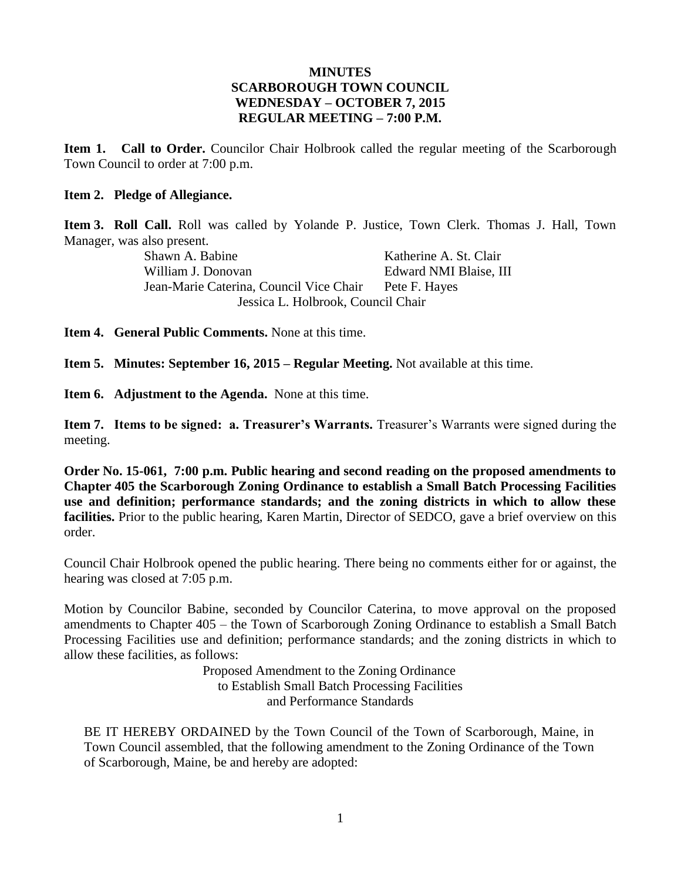# MINUTES
## SCARBOROUGH TOWN COUNCIL
## WEDNESDAY – OCTOBER 7, 2015
## REGULAR MEETING – 7:00 P.M.

**Item 1. Call to Order.** Councilor Chair Holbrook called the regular meeting of the Scarborough Town Council to order at 7:00 p.m.

**Item 2. Pledge of Allegiance.**

**Item 3. Roll Call.** Roll was called by Yolande P. Justice, Town Clerk. Thomas J. Hall, Town Manager, was also present.

Shawn A. Babine  
Katherine A. St. Clair  
William J. Donovan  
Edward NMI Blaise, III  
Jean-Marie Caterina, Council Vice Chair  
Pete F. Hayes  
Jessica L. Holbrook, Council Chair

**Item 4. General Public Comments.** None at this time.

**Item 5. Minutes: September 16, 2015 – Regular Meeting.** Not available at this time.

**Item 6. Adjustment to the Agenda.** None at this time.

**Item 7. Items to be signed: a. Treasurer's Warrants.** Treasurer's Warrants were signed during the meeting.

**Order No. 15-061, 7:00 p.m. Public hearing and second reading on the proposed amendments to Chapter 405 the Scarborough Zoning Ordinance to establish a Small Batch Processing Facilities use and definition; performance standards; and the zoning districts in which to allow these facilities.** Prior to the public hearing, Karen Martin, Director of SEDCO, gave a brief overview on this order.

Council Chair Holbrook opened the public hearing. There being no comments either for or against, the hearing was closed at 7:05 p.m.

Motion by Councilor Babine, seconded by Councilor Caterina, to move approval on the proposed amendments to Chapter 405 – the Town of Scarborough Zoning Ordinance to establish a Small Batch Processing Facilities use and definition; performance standards; and the zoning districts in which to allow these facilities, as follows:

Proposed Amendment to the Zoning Ordinance  
to Establish Small Batch Processing Facilities  
and Performance Standards

BE IT HEREBY ORDAINED by the Town Council of the Town of Scarborough, Maine, in Town Council assembled, that the following amendment to the Zoning Ordinance of the Town of Scarborough, Maine, be and hereby are adopted: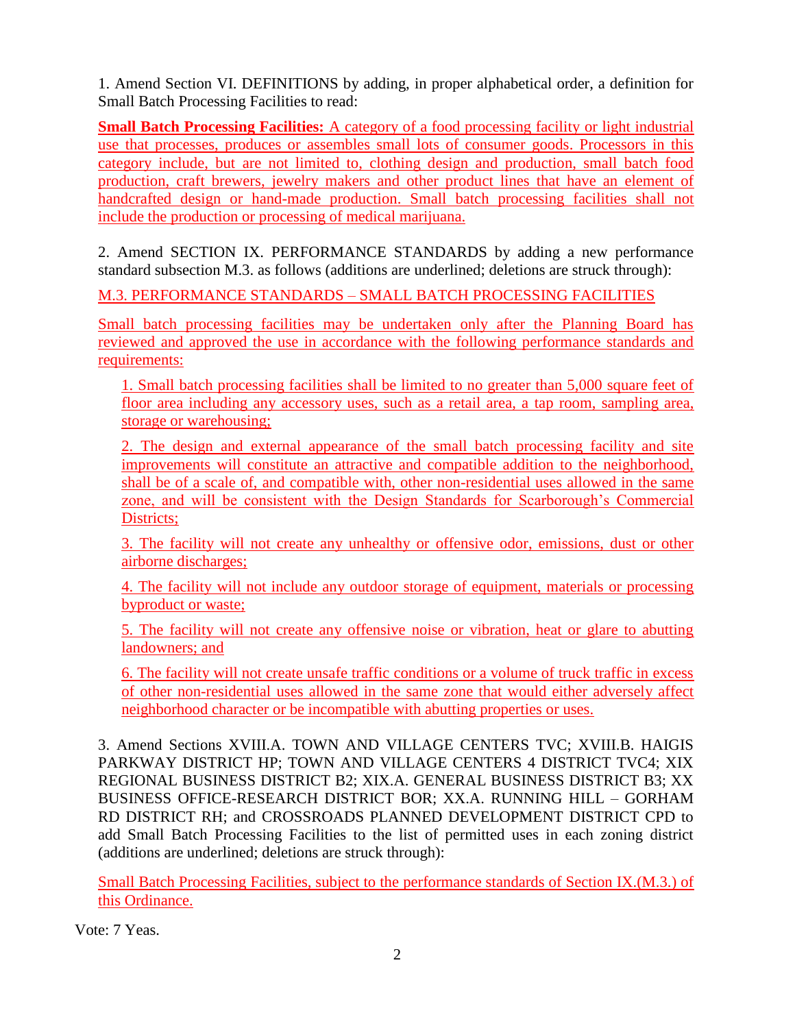1. Amend Section VI. DEFINITIONS by adding, in proper alphabetical order, a definition for Small Batch Processing Facilities to read:

**Small Batch Processing Facilities:** A category of a food processing facility or light industrial use that processes, produces or assembles small lots of consumer goods. Processors in this category include, but are not limited to, clothing design and production, small batch food production, craft brewers, jewelry makers and other product lines that have an element of handcrafted design or hand-made production. Small batch processing facilities shall not include the production or processing of medical marijuana.

2. Amend SECTION IX. PERFORMANCE STANDARDS by adding a new performance standard subsection M.3. as follows (additions are underlined; deletions are struck through):

M.3. PERFORMANCE STANDARDS – SMALL BATCH PROCESSING FACILITIES

Small batch processing facilities may be undertaken only after the Planning Board has reviewed and approved the use in accordance with the following performance standards and requirements:

> 1. Small batch processing facilities shall be limited to no greater than 5,000 square feet of floor area including any accessory uses, such as a retail area, a tap room, sampling area, storage or warehousing;
>
> 2. The design and external appearance of the small batch processing facility and site improvements will constitute an attractive and compatible addition to the neighborhood, shall be of a scale of, and compatible with, other non-residential uses allowed in the same zone, and will be consistent with the Design Standards for Scarborough's Commercial Districts;
>
> 3. The facility will not create any unhealthy or offensive odor, emissions, dust or other airborne discharges;
>
> 4. The facility will not include any outdoor storage of equipment, materials or processing byproduct or waste;
>
> 5. The facility will not create any offensive noise or vibration, heat or glare to abutting landowners; and
>
> 6. The facility will not create unsafe traffic conditions or a volume of truck traffic in excess of other non-residential uses allowed in the same zone that would either adversely affect neighborhood character or be incompatible with abutting properties or uses.

3. Amend Sections XVIII.A. TOWN AND VILLAGE CENTERS TVC; XVIII.B. HAIGIS PARKWAY DISTRICT HP; TOWN AND VILLAGE CENTERS 4 DISTRICT TVC4; XIX REGIONAL BUSINESS DISTRICT B2; XIX.A. GENERAL BUSINESS DISTRICT B3; XX BUSINESS OFFICE-RESEARCH DISTRICT BOR; XX.A. RUNNING HILL – GORHAM RD DISTRICT RH; and CROSSROADS PLANNED DEVELOPMENT DISTRICT CPD to add Small Batch Processing Facilities to the list of permitted uses in each zoning district (additions are underlined; deletions are struck through):

Small Batch Processing Facilities, subject to the performance standards of Section IX.(M.3.) of this Ordinance.

Vote: 7 Yeas.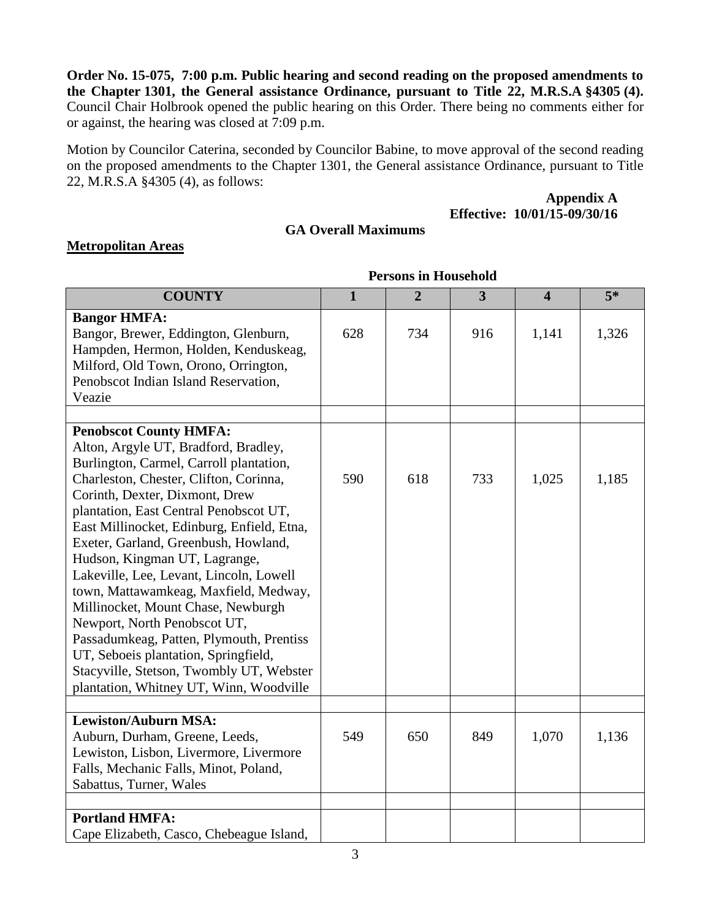**Order No. 15-075, 7:00 p.m. Public hearing and second reading on the proposed amendments to the Chapter 1301, the General assistance Ordinance, pursuant to Title 22, M.R.S.A §4305 (4).** Council Chair Holbrook opened the public hearing on this Order. There being no comments either for or against, the hearing was closed at 7:09 p.m.

Motion by Councilor Caterina, seconded by Councilor Babine, to move approval of the second reading on the proposed amendments to the Chapter 1301, the General assistance Ordinance, pursuant to Title 22, M.R.S.A §4305 (4), as follows:

**Appendix A**
**Effective: 10/01/15-09/30/16**

**GA Overall Maximums**

**Metropolitan Areas**

**Persons in Household**

| COUNTY | 1 | 2 | 3 | 4 | 5* |
|---|---|---|---|---|---|
| **Bangor HMFA:** Bangor, Brewer, Eddington, Glenburn, Hampden, Hermon, Holden, Kenduskeag, Milford, Old Town, Orono, Orrington, Penobscot Indian Island Reservation, Veazie | 628 | 734 | 916 | 1,141 | 1,326 |
| | | | | | |
| **Penobscot County HMFA:** Alton, Argyle UT, Bradford, Bradley, Burlington, Carmel, Carroll plantation, Charleston, Chester, Clifton, Corinna, Corinth, Dexter, Dixmont, Drew plantation, East Central Penobscot UT, East Millinocket, Edinburg, Enfield, Etna, Exeter, Garland, Greenbush, Howland, Hudson, Kingman UT, Lagrange, Lakeville, Lee, Levant, Lincoln, Lowell town, Mattawamkeag, Maxfield, Medway, Millinocket, Mount Chase, Newburgh Newport, North Penobscot UT, Passadumkeag, Patten, Plymouth, Prentiss UT, Seboeis plantation, Springfield, Stacyville, Stetson, Twombly UT, Webster plantation, Whitney UT, Winn, Woodville | 590 | 618 | 733 | 1,025 | 1,185 |
| | | | | | |
| **Lewiston/Auburn MSA:** Auburn, Durham, Greene, Leeds, Lewiston, Lisbon, Livermore, Livermore Falls, Mechanic Falls, Minot, Poland, Sabattus, Turner, Wales | 549 | 650 | 849 | 1,070 | 1,136 |
| | | | | | |
| **Portland HMFA:** Cape Elizabeth, Casco, Chebeague Island, | | | | | |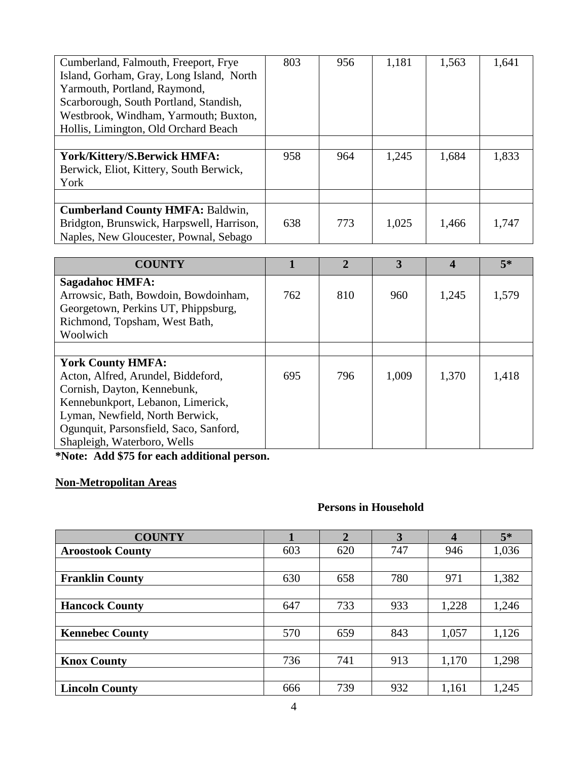| | | | | | |
|---|---|---|---|---|---|
| Cumberland, Falmouth, Freeport, Frye Island, Gorham, Gray, Long Island, North Yarmouth, Portland, Raymond, Scarborough, South Portland, Standish, Westbrook, Windham, Yarmouth; Buxton, Hollis, Limington, Old Orchard Beach | 803 | 956 | 1,181 | 1,563 | 1,641 |
| | | | | | |
| **York/Kittery/S.Berwick HMFA:** Berwick, Eliot, Kittery, South Berwick, York | 958 | 964 | 1,245 | 1,684 | 1,833 |
| | | | | | |
| **Cumberland County HMFA:** Baldwin, Bridgton, Brunswick, Harpswell, Harrison, Naples, New Gloucester, Pownal, Sebago | 638 | 773 | 1,025 | 1,466 | 1,747 |

| COUNTY | 1 | 2 | 3 | 4 | 5* |
|---|---|---|---|---|---|
| **Sagadahoc HMFA:** Arrowsic, Bath, Bowdoin, Bowdoinham, Georgetown, Perkins UT, Phippsburg, Richmond, Topsham, West Bath, Woolwich | 762 | 810 | 960 | 1,245 | 1,579 |
| | | | | | |
| **York County HMFA:** Acton, Alfred, Arundel, Biddeford, Cornish, Dayton, Kennebunk, Kennebunkport, Lebanon, Limerick, Lyman, Newfield, North Berwick, Ogunquit, Parsonsfield, Saco, Sanford, Shapleigh, Waterboro, Wells | 695 | 796 | 1,009 | 1,370 | 1,418 |

**\*Note: Add $75 for each additional person.**

**Non-Metropolitan Areas**

**Persons in Household**

| COUNTY | 1 | 2 | 3 | 4 | 5* |
|---|---|---|---|---|---|
| **Aroostook County** | 603 | 620 | 747 | 946 | 1,036 |
| | | | | | |
| **Franklin County** | 630 | 658 | 780 | 971 | 1,382 |
| | | | | | |
| **Hancock County** | 647 | 733 | 933 | 1,228 | 1,246 |
| | | | | | |
| **Kennebec County** | 570 | 659 | 843 | 1,057 | 1,126 |
| | | | | | |
| **Knox County** | 736 | 741 | 913 | 1,170 | 1,298 |
| | | | | | |
| **Lincoln County** | 666 | 739 | 932 | 1,161 | 1,245 |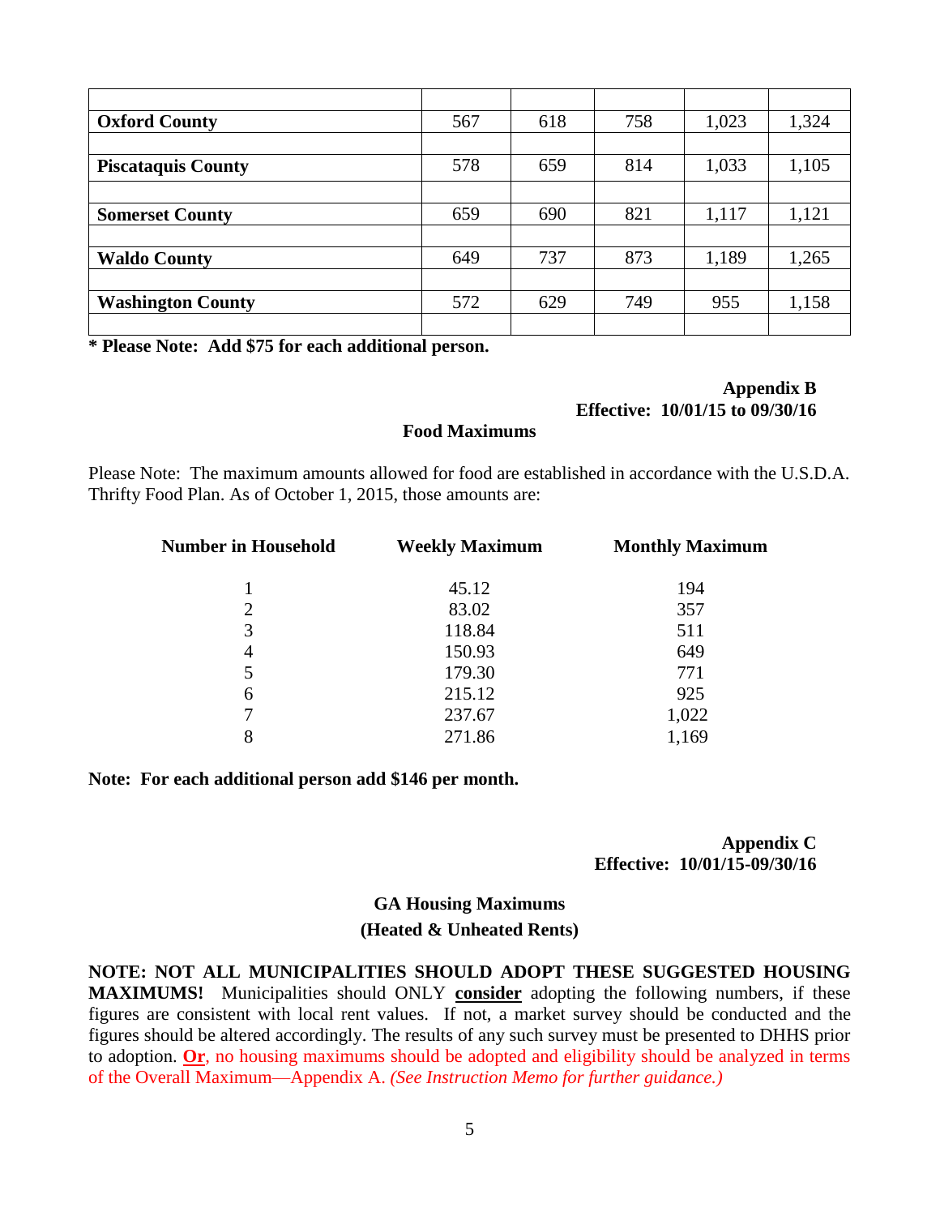| | | | | | |
|---|---|---|---|---|---|
| **Oxford County** | 567 | 618 | 758 | 1,023 | 1,324 |
| | | | | | |
| **Piscataquis County** | 578 | 659 | 814 | 1,033 | 1,105 |
| | | | | | |
| **Somerset County** | 659 | 690 | 821 | 1,117 | 1,121 |
| | | | | | |
| **Waldo County** | 649 | 737 | 873 | 1,189 | 1,265 |
| | | | | | |
| **Washington County** | 572 | 629 | 749 | 955 | 1,158 |
| | | | | | |

**\* Please Note: Add $75 for each additional person.**

**Appendix B**
**Effective: 10/01/15 to 09/30/16**

## Food Maximums

Please Note: The maximum amounts allowed for food are established in accordance with the U.S.D.A. Thrifty Food Plan. As of October 1, 2015, those amounts are:

| Number in Household | Weekly Maximum | Monthly Maximum |
|---|---|---|
| 1 | 45.12 | 194 |
| 2 | 83.02 | 357 |
| 3 | 118.84 | 511 |
| 4 | 150.93 | 649 |
| 5 | 179.30 | 771 |
| 6 | 215.12 | 925 |
| 7 | 237.67 | 1,022 |
| 8 | 271.86 | 1,169 |

**Note: For each additional person add $146 per month.**

**Appendix C**
**Effective: 10/01/15-09/30/16**

## GA Housing Maximums
## (Heated & Unheated Rents)

**NOTE: NOT ALL MUNICIPALITIES SHOULD ADOPT THESE SUGGESTED HOUSING MAXIMUMS!** Municipalities should ONLY **consider** adopting the following numbers, if these figures are consistent with local rent values. If not, a market survey should be conducted and the figures should be altered accordingly. The results of any such survey must be presented to DHHS prior to adoption. **Or**, no housing maximums should be adopted and eligibility should be analyzed in terms of the Overall Maximum—Appendix A. *(See Instruction Memo for further guidance.)*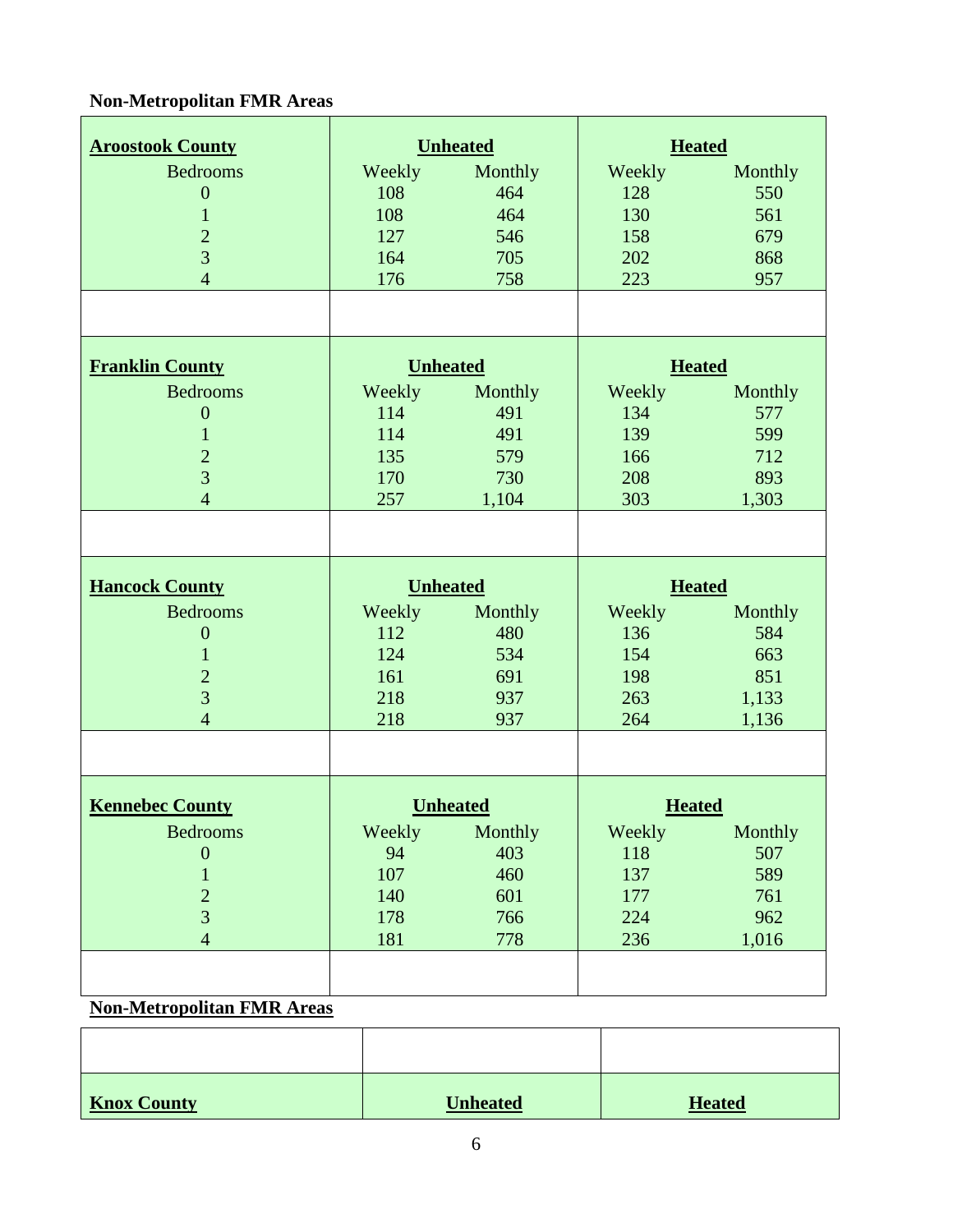**Non-Metropolitan FMR Areas**

| **Aroostook County** | **Unheated** | | **Heated** | |
|---|---|---|---|---|
| Bedrooms | Weekly | Monthly | Weekly | Monthly |
| 0 | 108 | 464 | 128 | 550 |
| 1 | 108 | 464 | 130 | 561 |
| 2 | 127 | 546 | 158 | 679 |
| 3 | 164 | 705 | 202 | 868 |
| 4 | 176 | 758 | 223 | 957 |

| **Franklin County** | **Unheated** | | **Heated** | |
|---|---|---|---|---|
| Bedrooms | Weekly | Monthly | Weekly | Monthly |
| 0 | 114 | 491 | 134 | 577 |
| 1 | 114 | 491 | 139 | 599 |
| 2 | 135 | 579 | 166 | 712 |
| 3 | 170 | 730 | 208 | 893 |
| 4 | 257 | 1,104 | 303 | 1,303 |

| **Hancock County** | **Unheated** | | **Heated** | |
|---|---|---|---|---|
| Bedrooms | Weekly | Monthly | Weekly | Monthly |
| 0 | 112 | 480 | 136 | 584 |
| 1 | 124 | 534 | 154 | 663 |
| 2 | 161 | 691 | 198 | 851 |
| 3 | 218 | 937 | 263 | 1,133 |
| 4 | 218 | 937 | 264 | 1,136 |

| **Kennebec County** | **Unheated** | | **Heated** | |
|---|---|---|---|---|
| Bedrooms | Weekly | Monthly | Weekly | Monthly |
| 0 | 94 | 403 | 118 | 507 |
| 1 | 107 | 460 | 137 | 589 |
| 2 | 140 | 601 | 177 | 761 |
| 3 | 178 | 766 | 224 | 962 |
| 4 | 181 | 778 | 236 | 1,016 |

**Non-Metropolitan FMR Areas**

| **Knox County** | **Unheated** | **Heated** |
|---|---|---|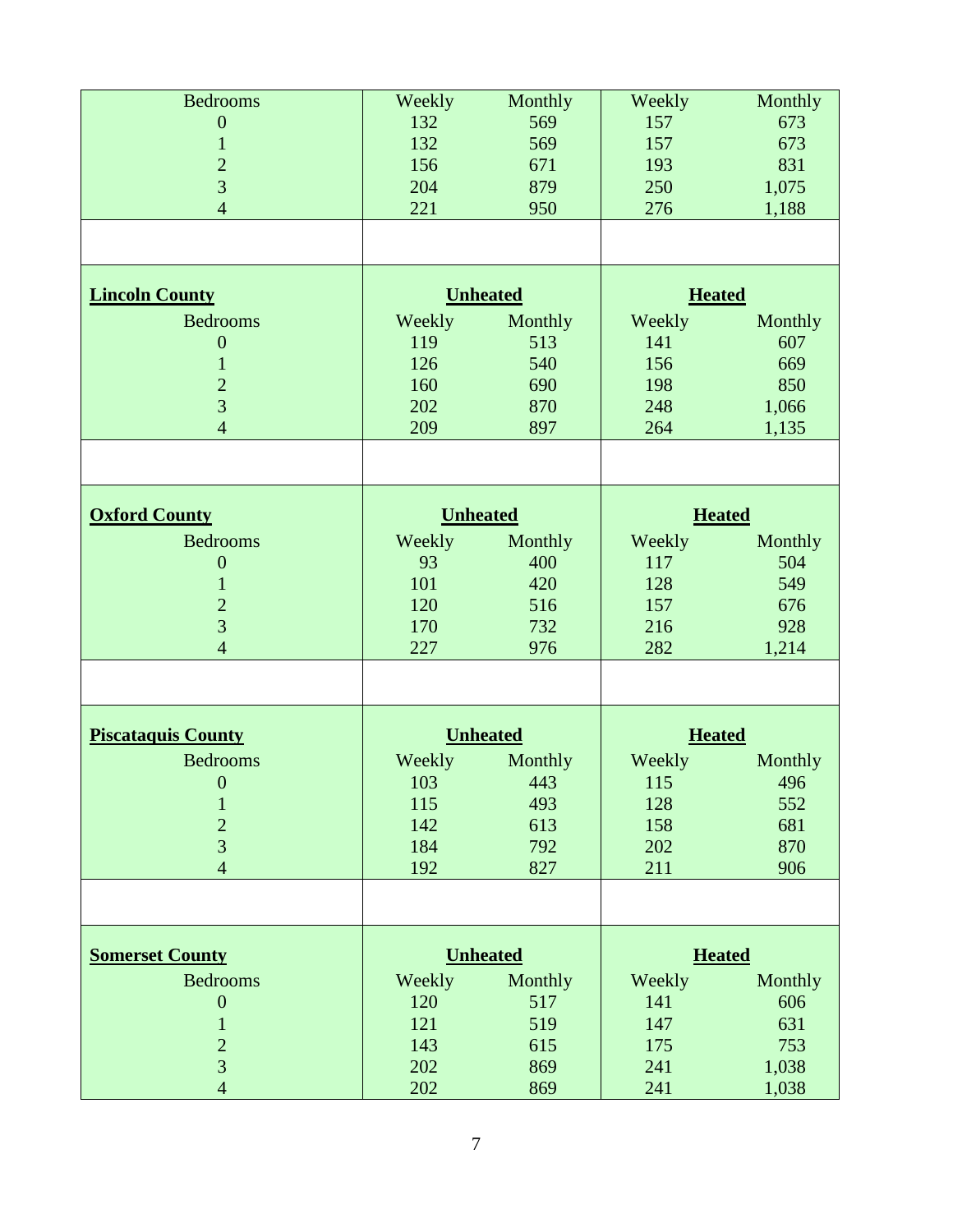| Bedrooms | Weekly | Monthly | Weekly | Monthly |
|---|---|---|---|---|
| 0 | 132 | 569 | 157 | 673 |
| 1 | 132 | 569 | 157 | 673 |
| 2 | 156 | 671 | 193 | 831 |
| 3 | 204 | 879 | 250 | 1,075 |
| 4 | 221 | 950 | 276 | 1,188 |

| **Lincoln County** | **Unheated** | | **Heated** | |
|---|---|---|---|---|
| Bedrooms | Weekly | Monthly | Weekly | Monthly |
| 0 | 119 | 513 | 141 | 607 |
| 1 | 126 | 540 | 156 | 669 |
| 2 | 160 | 690 | 198 | 850 |
| 3 | 202 | 870 | 248 | 1,066 |
| 4 | 209 | 897 | 264 | 1,135 |

| **Oxford County** | **Unheated** | | **Heated** | |
|---|---|---|---|---|
| Bedrooms | Weekly | Monthly | Weekly | Monthly |
| 0 | 93 | 400 | 117 | 504 |
| 1 | 101 | 420 | 128 | 549 |
| 2 | 120 | 516 | 157 | 676 |
| 3 | 170 | 732 | 216 | 928 |
| 4 | 227 | 976 | 282 | 1,214 |

| **Piscataquis County** | **Unheated** | | **Heated** | |
|---|---|---|---|---|
| Bedrooms | Weekly | Monthly | Weekly | Monthly |
| 0 | 103 | 443 | 115 | 496 |
| 1 | 115 | 493 | 128 | 552 |
| 2 | 142 | 613 | 158 | 681 |
| 3 | 184 | 792 | 202 | 870 |
| 4 | 192 | 827 | 211 | 906 |

| **Somerset County** | **Unheated** | | **Heated** | |
|---|---|---|---|---|
| Bedrooms | Weekly | Monthly | Weekly | Monthly |
| 0 | 120 | 517 | 141 | 606 |
| 1 | 121 | 519 | 147 | 631 |
| 2 | 143 | 615 | 175 | 753 |
| 3 | 202 | 869 | 241 | 1,038 |
| 4 | 202 | 869 | 241 | 1,038 |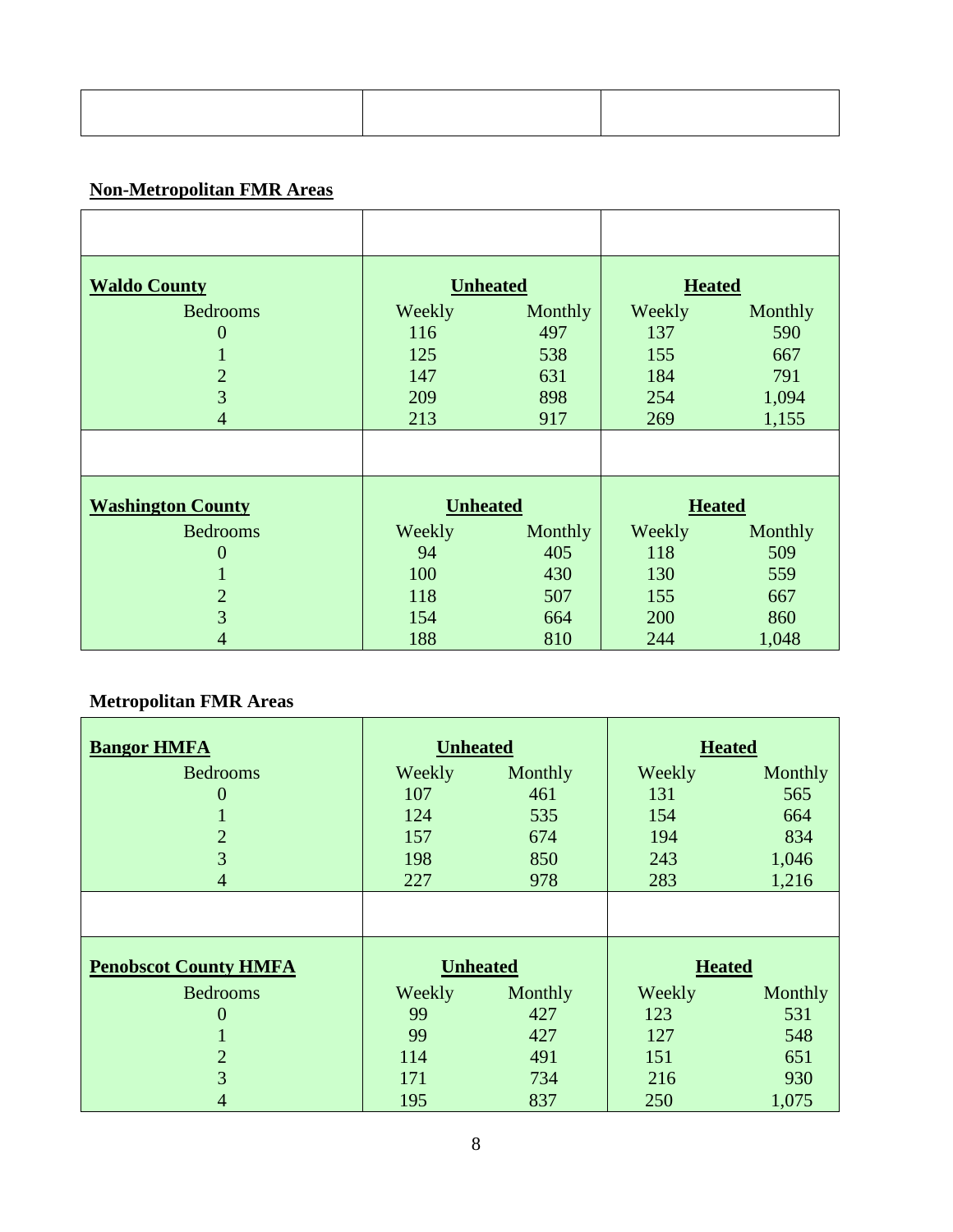## Non-Metropolitan FMR Areas

| **Waldo County** | **Unheated** | | **Heated** | |
|---|---|---|---|---|
| Bedrooms | Weekly | Monthly | Weekly | Monthly |
| 0 | 116 | 497 | 137 | 590 |
| 1 | 125 | 538 | 155 | 667 |
| 2 | 147 | 631 | 184 | 791 |
| 3 | 209 | 898 | 254 | 1,094 |
| 4 | 213 | 917 | 269 | 1,155 |

| **Washington County** | **Unheated** | | **Heated** | |
|---|---|---|---|---|
| Bedrooms | Weekly | Monthly | Weekly | Monthly |
| 0 | 94 | 405 | 118 | 509 |
| 1 | 100 | 430 | 130 | 559 |
| 2 | 118 | 507 | 155 | 667 |
| 3 | 154 | 664 | 200 | 860 |
| 4 | 188 | 810 | 244 | 1,048 |

## Metropolitan FMR Areas

| **Bangor HMFA** | **Unheated** | | **Heated** | |
|---|---|---|---|---|
| Bedrooms | Weekly | Monthly | Weekly | Monthly |
| 0 | 107 | 461 | 131 | 565 |
| 1 | 124 | 535 | 154 | 664 |
| 2 | 157 | 674 | 194 | 834 |
| 3 | 198 | 850 | 243 | 1,046 |
| 4 | 227 | 978 | 283 | 1,216 |

| **Penobscot County HMFA** | **Unheated** | | **Heated** | |
|---|---|---|---|---|
| Bedrooms | Weekly | Monthly | Weekly | Monthly |
| 0 | 99 | 427 | 123 | 531 |
| 1 | 99 | 427 | 127 | 548 |
| 2 | 114 | 491 | 151 | 651 |
| 3 | 171 | 734 | 216 | 930 |
| 4 | 195 | 837 | 250 | 1,075 |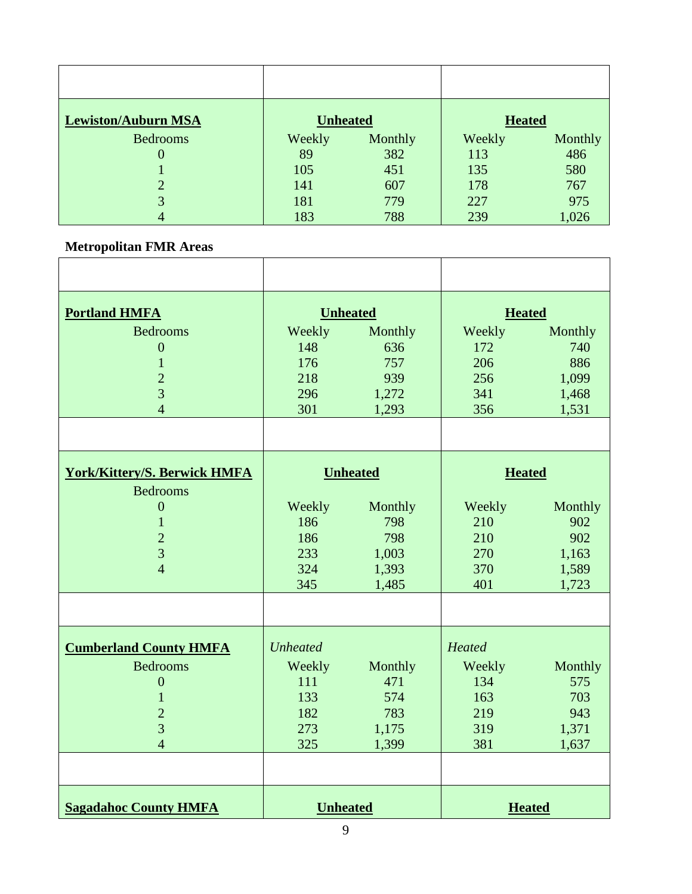| Lewiston/Auburn MSA | Unheated | | Heated | |
|---|---|---|---|---|
| Bedrooms | Weekly | Monthly | Weekly | Monthly |
| 0 | 89 | 382 | 113 | 486 |
| 1 | 105 | 451 | 135 | 580 |
| 2 | 141 | 607 | 178 | 767 |
| 3 | 181 | 779 | 227 | 975 |
| 4 | 183 | 788 | 239 | 1,026 |

**Metropolitan FMR Areas**

| Portland HMFA | Unheated | | Heated | |
|---|---|---|---|---|
| Bedrooms | Weekly | Monthly | Weekly | Monthly |
| 0 | 148 | 636 | 172 | 740 |
| 1 | 176 | 757 | 206 | 886 |
| 2 | 218 | 939 | 256 | 1,099 |
| 3 | 296 | 1,272 | 341 | 1,468 |
| 4 | 301 | 1,293 | 356 | 1,531 |

| York/Kittery/S. Berwick HMFA | Unheated | | Heated | |
|---|---|---|---|---|
| Bedrooms | | | | |
| 0 | Weekly | Monthly | Weekly | Monthly |
| 1 | 186 | 798 | 210 | 902 |
| 2 | 186 | 798 | 210 | 902 |
| 3 | 233 | 1,003 | 270 | 1,163 |
| 4 | 324 | 1,393 | 370 | 1,589 |
| | 345 | 1,485 | 401 | 1,723 |

| Cumberland County HMFA | *Unheated* | | *Heated* | |
|---|---|---|---|---|
| Bedrooms | Weekly | Monthly | Weekly | Monthly |
| 0 | 111 | 471 | 134 | 575 |
| 1 | 133 | 574 | 163 | 703 |
| 2 | 182 | 783 | 219 | 943 |
| 3 | 273 | 1,175 | 319 | 1,371 |
| 4 | 325 | 1,399 | 381 | 1,637 |

| Sagadahoc County HMFA | Unheated | | Heated | |
|---|---|---|---|---|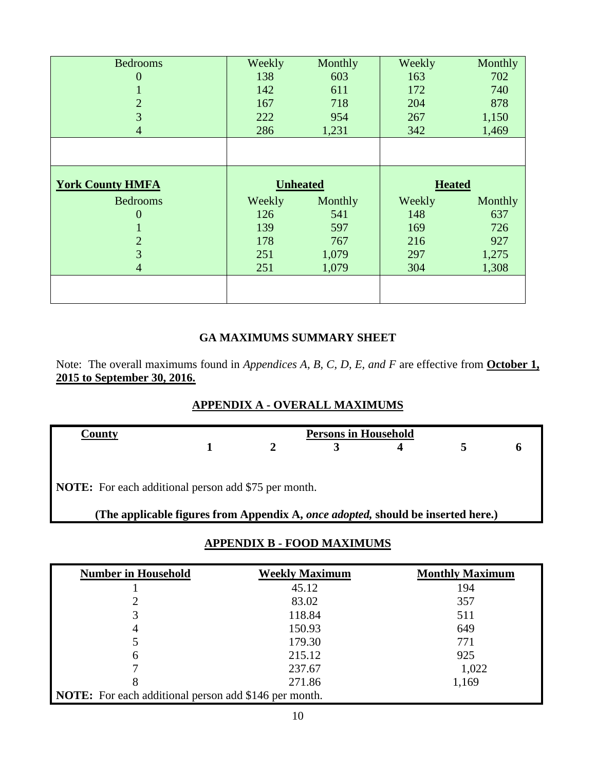| Bedrooms | Weekly | Monthly | Weekly | Monthly |
|---|---|---|---|---|
| 0 | 138 | 603 | 163 | 702 |
| 1 | 142 | 611 | 172 | 740 |
| 2 | 167 | 718 | 204 | 878 |
| 3 | 222 | 954 | 267 | 1,150 |
| 4 | 286 | 1,231 | 342 | 1,469 |

| **York County HMFA** | **Unheated** | | **Heated** | |
|---|---|---|---|---|
| Bedrooms | Weekly | Monthly | Weekly | Monthly |
| 0 | 126 | 541 | 148 | 637 |
| 1 | 139 | 597 | 169 | 726 |
| 2 | 178 | 767 | 216 | 927 |
| 3 | 251 | 1,079 | 297 | 1,275 |
| 4 | 251 | 1,079 | 304 | 1,308 |

### GA MAXIMUMS SUMMARY SHEET

Note: The overall maximums found in *Appendices A, B, C, D, E, and F* are effective from **October 1, 2015 to September 30, 2016.**

### APPENDIX A - OVERALL MAXIMUMS

| County | Persons in Household | | | | | |
|---|---|---|---|---|---|---|
| | **1** | **2** | **3** | **4** | **5** | **6** |

**NOTE:** For each additional person add $75 per month.

**(The applicable figures from Appendix A, *once adopted,* should be inserted here.)**

### APPENDIX B - FOOD MAXIMUMS

| Number in Household | Weekly Maximum | Monthly Maximum |
|---|---|---|
| 1 | 45.12 | 194 |
| 2 | 83.02 | 357 |
| 3 | 118.84 | 511 |
| 4 | 150.93 | 649 |
| 5 | 179.30 | 771 |
| 6 | 215.12 | 925 |
| 7 | 237.67 | 1,022 |
| 8 | 271.86 | 1,169 |

**NOTE:** For each additional person add $146 per month.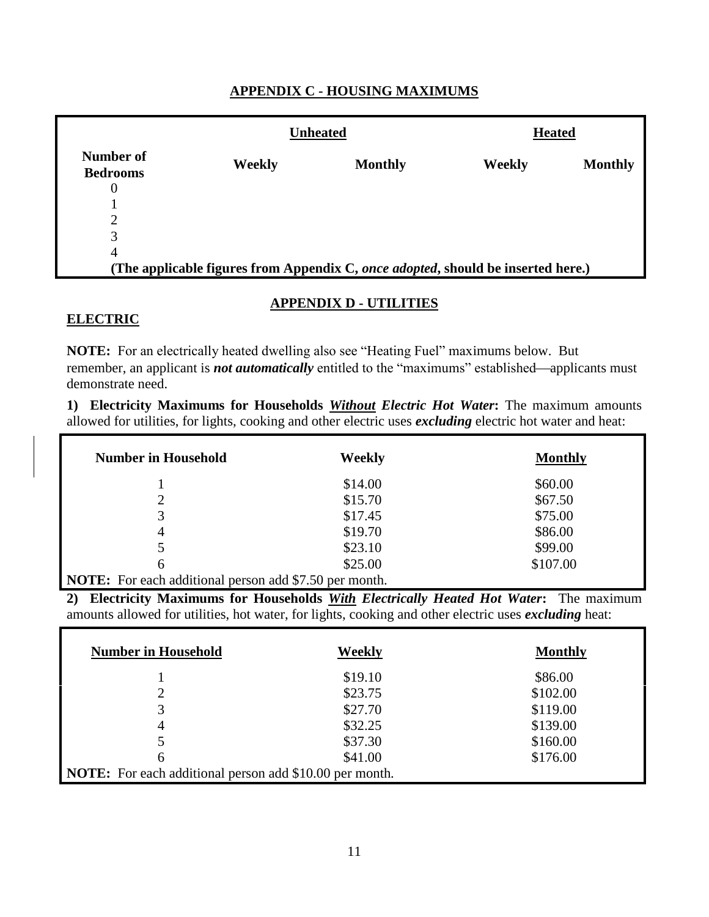## APPENDIX C - HOUSING MAXIMUMS

| Number of Bedrooms | Unheated | | Heated | |
|---|---|---|---|---|
| | Weekly | Monthly | Weekly | Monthly |
| 0 | | | | |
| 1 | | | | |
| 2 | | | | |
| 3 | | | | |
| 4 | | | | |

**(The applicable figures from Appendix C, *once adopted*, should be inserted here.)**

## APPENDIX D - UTILITIES

### ELECTRIC

**NOTE:** For an electrically heated dwelling also see "Heating Fuel" maximums below. But remember, an applicant is ***not automatically*** entitled to the "maximums" established—applicants must demonstrate need.

**1) Electricity Maximums for Households *Without* Electric Hot Water:** The maximum amounts allowed for utilities, for lights, cooking and other electric uses ***excluding*** electric hot water and heat:

| Number in Household | Weekly | Monthly |
|---|---|---|
| 1 | $14.00 | $60.00 |
| 2 | $15.70 | $67.50 |
| 3 | $17.45 | $75.00 |
| 4 | $19.70 | $86.00 |
| 5 | $23.10 | $99.00 |
| 6 | $25.00 | $107.00 |

**NOTE:** For each additional person add $7.50 per month.

**2) Electricity Maximums for Households *With* Electrically Heated Hot Water:** The maximum amounts allowed for utilities, hot water, for lights, cooking and other electric uses ***excluding*** heat:

| Number in Household | Weekly | Monthly |
|---|---|---|
| 1 | $19.10 | $86.00 |
| 2 | $23.75 | $102.00 |
| 3 | $27.70 | $119.00 |
| 4 | $32.25 | $139.00 |
| 5 | $37.30 | $160.00 |
| 6 | $41.00 | $176.00 |

**NOTE:** For each additional person add $10.00 per month.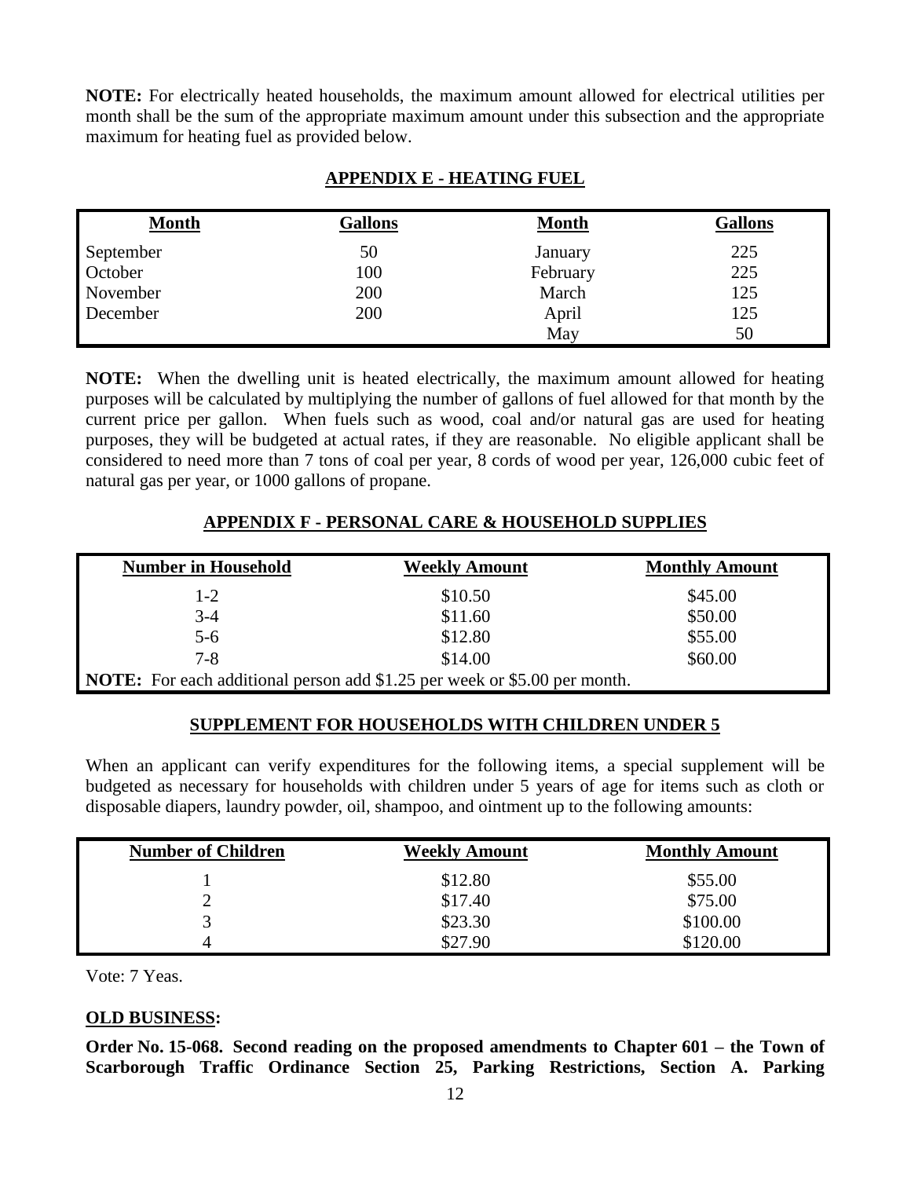**NOTE:** For electrically heated households, the maximum amount allowed for electrical utilities per month shall be the sum of the appropriate maximum amount under this subsection and the appropriate maximum for heating fuel as provided below.

## APPENDIX E - HEATING FUEL

| Month | Gallons | Month | Gallons |
|---|---|---|---|
| September | 50 | January | 225 |
| October | 100 | February | 225 |
| November | 200 | March | 125 |
| December | 200 | April | 125 |
| | | May | 50 |

**NOTE:** When the dwelling unit is heated electrically, the maximum amount allowed for heating purposes will be calculated by multiplying the number of gallons of fuel allowed for that month by the current price per gallon. When fuels such as wood, coal and/or natural gas are used for heating purposes, they will be budgeted at actual rates, if they are reasonable. No eligible applicant shall be considered to need more than 7 tons of coal per year, 8 cords of wood per year, 126,000 cubic feet of natural gas per year, or 1000 gallons of propane.

## APPENDIX F - PERSONAL CARE & HOUSEHOLD SUPPLIES

| Number in Household | Weekly Amount | Monthly Amount |
|---|---|---|
| 1-2 | $10.50 | $45.00 |
| 3-4 | $11.60 | $50.00 |
| 5-6 | $12.80 | $55.00 |
| 7-8 | $14.00 | $60.00 |
| **NOTE:** For each additional person add $1.25 per week or $5.00 per month. | | |

## SUPPLEMENT FOR HOUSEHOLDS WITH CHILDREN UNDER 5

When an applicant can verify expenditures for the following items, a special supplement will be budgeted as necessary for households with children under 5 years of age for items such as cloth or disposable diapers, laundry powder, oil, shampoo, and ointment up to the following amounts:

| Number of Children | Weekly Amount | Monthly Amount |
|---|---|---|
| 1 | $12.80 | $55.00 |
| 2 | $17.40 | $75.00 |
| 3 | $23.30 | $100.00 |
| 4 | $27.90 | $120.00 |

Vote: 7 Yeas.

**OLD BUSINESS:**

**Order No. 15-068. Second reading on the proposed amendments to Chapter 601 – the Town of Scarborough Traffic Ordinance Section 25, Parking Restrictions, Section A. Parking**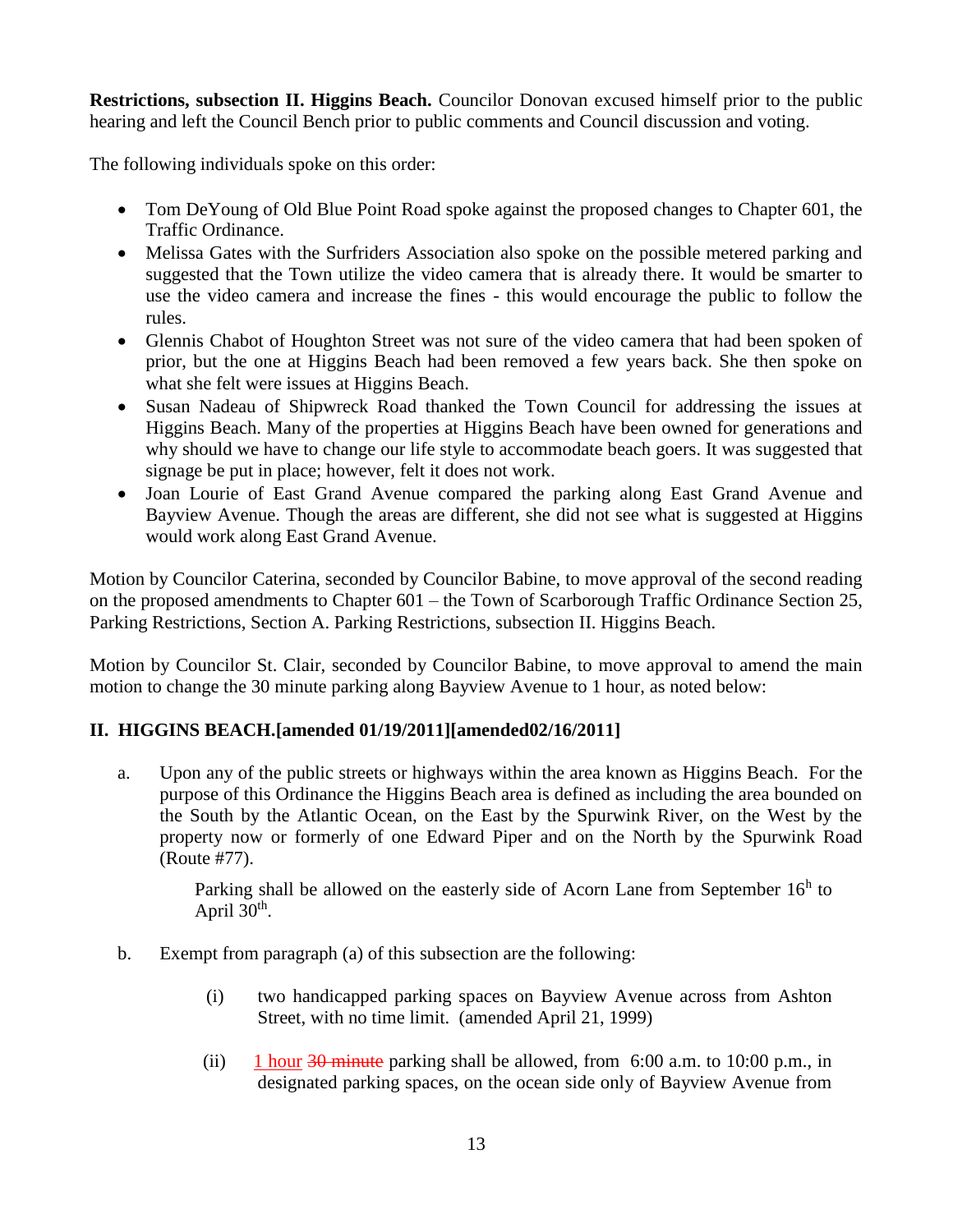**Restrictions, subsection II. Higgins Beach.** Councilor Donovan excused himself prior to the public hearing and left the Council Bench prior to public comments and Council discussion and voting.

The following individuals spoke on this order:

- Tom DeYoung of Old Blue Point Road spoke against the proposed changes to Chapter 601, the Traffic Ordinance.
- Melissa Gates with the Surfriders Association also spoke on the possible metered parking and suggested that the Town utilize the video camera that is already there. It would be smarter to use the video camera and increase the fines - this would encourage the public to follow the rules.
- Glennis Chabot of Houghton Street was not sure of the video camera that had been spoken of prior, but the one at Higgins Beach had been removed a few years back. She then spoke on what she felt were issues at Higgins Beach.
- Susan Nadeau of Shipwreck Road thanked the Town Council for addressing the issues at Higgins Beach. Many of the properties at Higgins Beach have been owned for generations and why should we have to change our life style to accommodate beach goers. It was suggested that signage be put in place; however, felt it does not work.
- Joan Lourie of East Grand Avenue compared the parking along East Grand Avenue and Bayview Avenue. Though the areas are different, she did not see what is suggested at Higgins would work along East Grand Avenue.

Motion by Councilor Caterina, seconded by Councilor Babine, to move approval of the second reading on the proposed amendments to Chapter 601 – the Town of Scarborough Traffic Ordinance Section 25, Parking Restrictions, Section A. Parking Restrictions, subsection II. Higgins Beach.

Motion by Councilor St. Clair, seconded by Councilor Babine, to move approval to amend the main motion to change the 30 minute parking along Bayview Avenue to 1 hour, as noted below:

**II. HIGGINS BEACH.[amended 01/19/2011][amended02/16/2011]**

a. Upon any of the public streets or highways within the area known as Higgins Beach. For the purpose of this Ordinance the Higgins Beach area is defined as including the area bounded on the South by the Atlantic Ocean, on the East by the Spurwink River, on the West by the property now or formerly of one Edward Piper and on the North by the Spurwink Road (Route #77).

   Parking shall be allowed on the easterly side of Acorn Lane from September 16h to April 30th.

b. Exempt from paragraph (a) of this subsection are the following:

   (i) two handicapped parking spaces on Bayview Avenue across from Ashton Street, with no time limit. (amended April 21, 1999)

   (ii) 1 hour ~~30 minute~~ parking shall be allowed, from 6:00 a.m. to 10:00 p.m., in designated parking spaces, on the ocean side only of Bayview Avenue from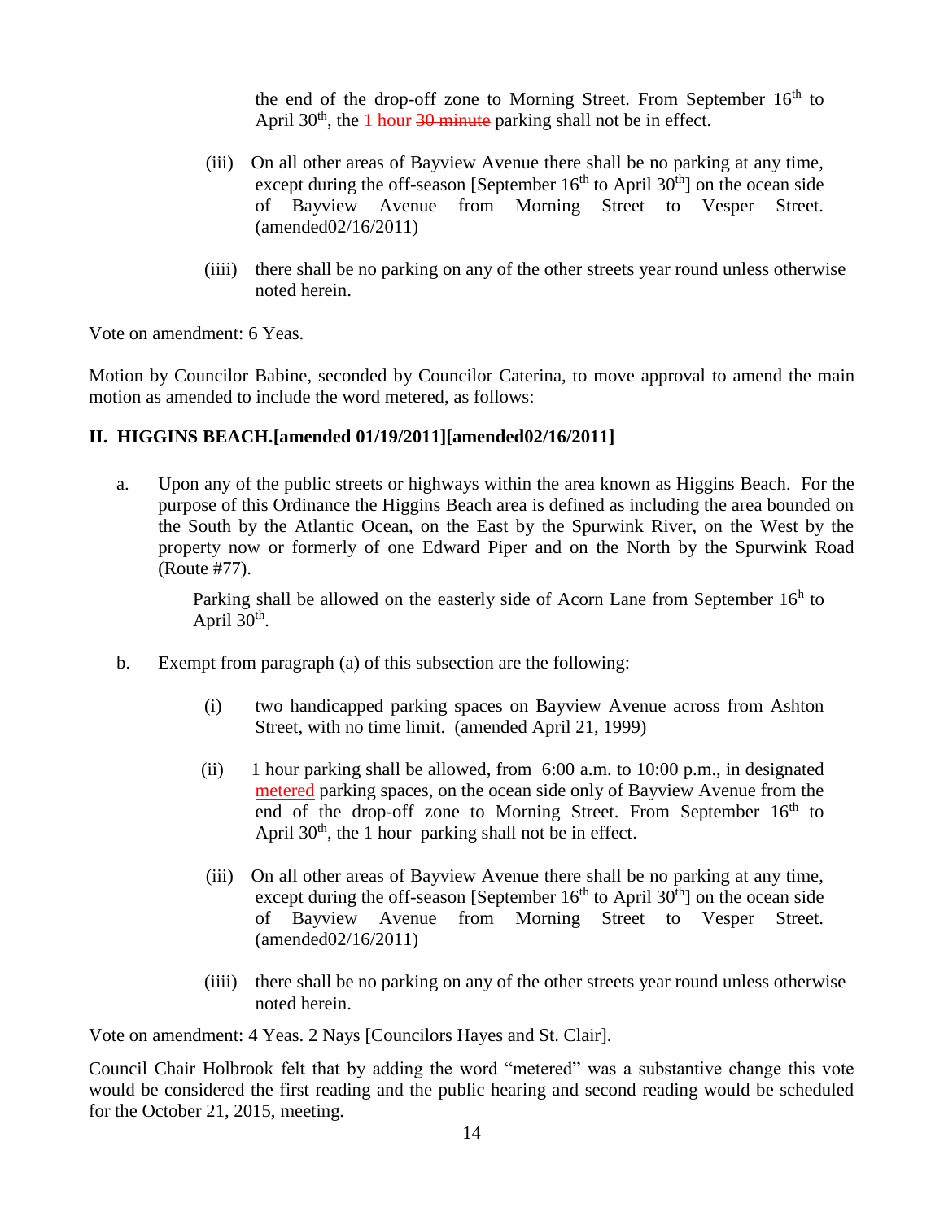the end of the drop-off zone to Morning Street. From September 16th to April 30th, the 1 hour ~~30 minute~~ parking shall not be in effect.

(iii) On all other areas of Bayview Avenue there shall be no parking at any time, except during the off-season [September 16th to April 30th] on the ocean side of Bayview Avenue from Morning Street to Vesper Street. (amended02/16/2011)

(iiii) there shall be no parking on any of the other streets year round unless otherwise noted herein.

Vote on amendment: 6 Yeas.

Motion by Councilor Babine, seconded by Councilor Caterina, to move approval to amend the main motion as amended to include the word metered, as follows:

**II. HIGGINS BEACH.[amended 01/19/2011][amended02/16/2011]**

a. Upon any of the public streets or highways within the area known as Higgins Beach. For the purpose of this Ordinance the Higgins Beach area is defined as including the area bounded on the South by the Atlantic Ocean, on the East by the Spurwink River, on the West by the property now or formerly of one Edward Piper and on the North by the Spurwink Road (Route #77).

Parking shall be allowed on the easterly side of Acorn Lane from September 16h to April 30th.

b. Exempt from paragraph (a) of this subsection are the following:

(i) two handicapped parking spaces on Bayview Avenue across from Ashton Street, with no time limit. (amended April 21, 1999)

(ii) 1 hour parking shall be allowed, from 6:00 a.m. to 10:00 p.m., in designated metered parking spaces, on the ocean side only of Bayview Avenue from the end of the drop-off zone to Morning Street. From September 16th to April 30th, the 1 hour parking shall not be in effect.

(iii) On all other areas of Bayview Avenue there shall be no parking at any time, except during the off-season [September 16th to April 30th] on the ocean side of Bayview Avenue from Morning Street to Vesper Street. (amended02/16/2011)

(iiii) there shall be no parking on any of the other streets year round unless otherwise noted herein.

Vote on amendment: 4 Yeas. 2 Nays [Councilors Hayes and St. Clair].

Council Chair Holbrook felt that by adding the word "metered" was a substantive change this vote would be considered the first reading and the public hearing and second reading would be scheduled for the October 21, 2015, meeting.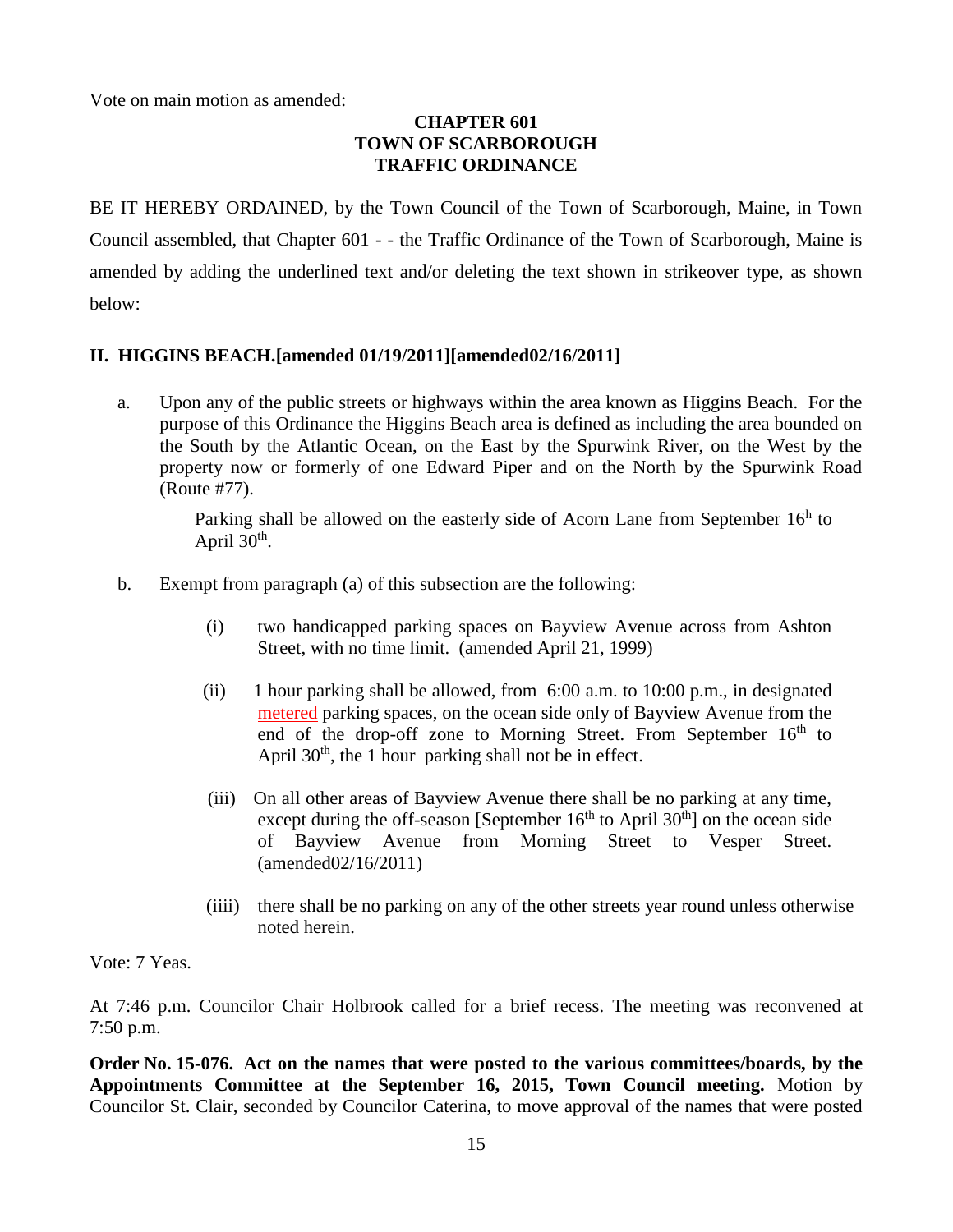Vote on main motion as amended:

**CHAPTER 601**
**TOWN OF SCARBOROUGH**
**TRAFFIC ORDINANCE**

BE IT HEREBY ORDAINED, by the Town Council of the Town of Scarborough, Maine, in Town Council assembled, that Chapter 601 - - the Traffic Ordinance of the Town of Scarborough, Maine is amended by adding the underlined text and/or deleting the text shown in strikeover type, as shown below:

**II. HIGGINS BEACH.[amended 01/19/2011][amended02/16/2011]**

a. Upon any of the public streets or highways within the area known as Higgins Beach. For the purpose of this Ordinance the Higgins Beach area is defined as including the area bounded on the South by the Atlantic Ocean, on the East by the Spurwink River, on the West by the property now or formerly of one Edward Piper and on the North by the Spurwink Road (Route #77).

   Parking shall be allowed on the easterly side of Acorn Lane from September 16h to April 30th.

b. Exempt from paragraph (a) of this subsection are the following:

   (i) two handicapped parking spaces on Bayview Avenue across from Ashton Street, with no time limit. (amended April 21, 1999)

   (ii) 1 hour parking shall be allowed, from 6:00 a.m. to 10:00 p.m., in designated <u>metered</u> parking spaces, on the ocean side only of Bayview Avenue from the end of the drop-off zone to Morning Street. From September 16th to April 30th, the 1 hour parking shall not be in effect.

   (iii) On all other areas of Bayview Avenue there shall be no parking at any time, except during the off-season [September 16th to April 30th] on the ocean side of Bayview Avenue from Morning Street to Vesper Street. (amended02/16/2011)

   (iiii) there shall be no parking on any of the other streets year round unless otherwise noted herein.

Vote: 7 Yeas.

At 7:46 p.m. Councilor Chair Holbrook called for a brief recess. The meeting was reconvened at 7:50 p.m.

**Order No. 15-076. Act on the names that were posted to the various committees/boards, by the Appointments Committee at the September 16, 2015, Town Council meeting.** Motion by Councilor St. Clair, seconded by Councilor Caterina, to move approval of the names that were posted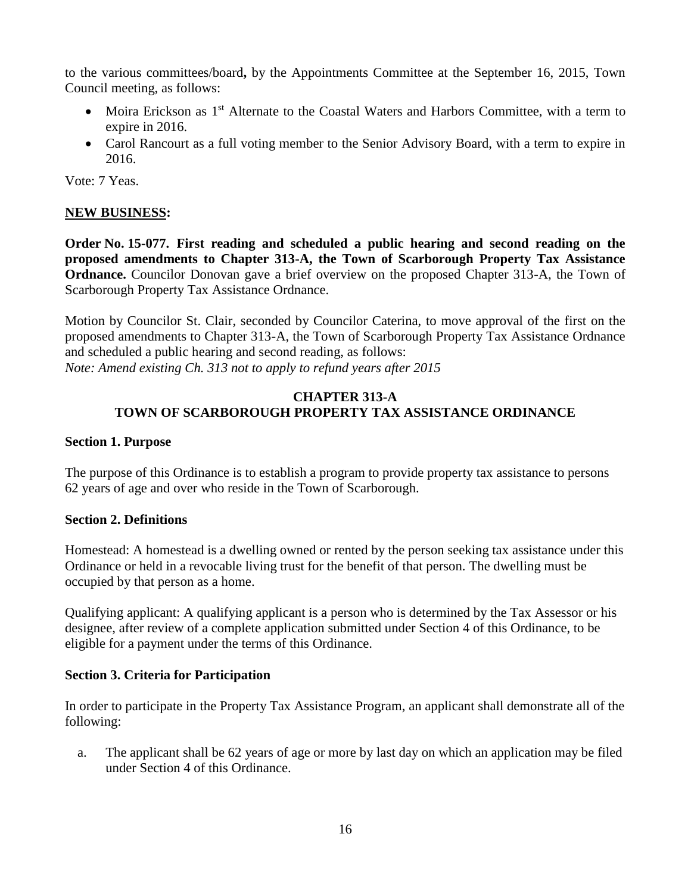to the various committees/board**,** by the Appointments Committee at the September 16, 2015, Town Council meeting, as follows:

- Moira Erickson as 1st Alternate to the Coastal Waters and Harbors Committee, with a term to expire in 2016.
- Carol Rancourt as a full voting member to the Senior Advisory Board, with a term to expire in 2016.

Vote: 7 Yeas.

**NEW BUSINESS:**

**Order No. 15-077. First reading and scheduled a public hearing and second reading on the proposed amendments to Chapter 313-A, the Town of Scarborough Property Tax Assistance Ordnance.** Councilor Donovan gave a brief overview on the proposed Chapter 313-A, the Town of Scarborough Property Tax Assistance Ordnance.

Motion by Councilor St. Clair, seconded by Councilor Caterina, to move approval of the first on the proposed amendments to Chapter 313-A, the Town of Scarborough Property Tax Assistance Ordnance and scheduled a public hearing and second reading, as follows:
*Note: Amend existing Ch. 313 not to apply to refund years after 2015*

**CHAPTER 313-A**
**TOWN OF SCARBOROUGH PROPERTY TAX ASSISTANCE ORDINANCE**

**Section 1. Purpose**

The purpose of this Ordinance is to establish a program to provide property tax assistance to persons 62 years of age and over who reside in the Town of Scarborough.

**Section 2. Definitions**

Homestead: A homestead is a dwelling owned or rented by the person seeking tax assistance under this Ordinance or held in a revocable living trust for the benefit of that person. The dwelling must be occupied by that person as a home.

Qualifying applicant: A qualifying applicant is a person who is determined by the Tax Assessor or his designee, after review of a complete application submitted under Section 4 of this Ordinance, to be eligible for a payment under the terms of this Ordinance.

**Section 3. Criteria for Participation**

In order to participate in the Property Tax Assistance Program, an applicant shall demonstrate all of the following:

a. The applicant shall be 62 years of age or more by last day on which an application may be filed under Section 4 of this Ordinance.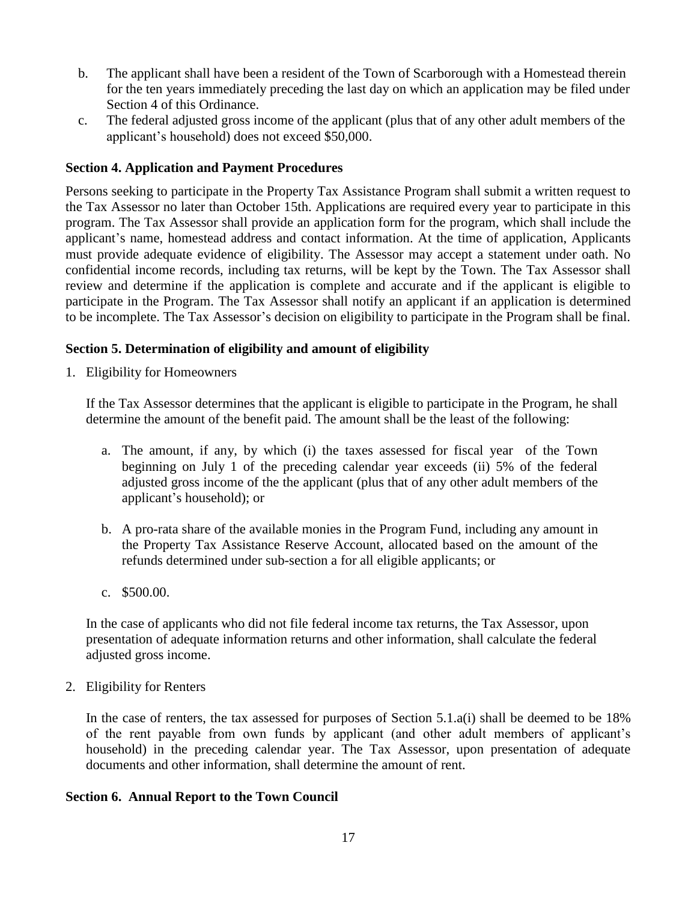b. The applicant shall have been a resident of the Town of Scarborough with a Homestead therein for the ten years immediately preceding the last day on which an application may be filed under Section 4 of this Ordinance.
c. The federal adjusted gross income of the applicant (plus that of any other adult members of the applicant's household) does not exceed $50,000.

**Section 4. Application and Payment Procedures**

Persons seeking to participate in the Property Tax Assistance Program shall submit a written request to the Tax Assessor no later than October 15th. Applications are required every year to participate in this program. The Tax Assessor shall provide an application form for the program, which shall include the applicant's name, homestead address and contact information. At the time of application, Applicants must provide adequate evidence of eligibility. The Assessor may accept a statement under oath. No confidential income records, including tax returns, will be kept by the Town. The Tax Assessor shall review and determine if the application is complete and accurate and if the applicant is eligible to participate in the Program. The Tax Assessor shall notify an applicant if an application is determined to be incomplete. The Tax Assessor's decision on eligibility to participate in the Program shall be final.

**Section 5. Determination of eligibility and amount of eligibility**

1. Eligibility for Homeowners

   If the Tax Assessor determines that the applicant is eligible to participate in the Program, he shall determine the amount of the benefit paid. The amount shall be the least of the following:

   a. The amount, if any, by which (i) the taxes assessed for fiscal year of the Town beginning on July 1 of the preceding calendar year exceeds (ii) 5% of the federal adjusted gross income of the the applicant (plus that of any other adult members of the applicant's household); or

   b. A pro-rata share of the available monies in the Program Fund, including any amount in the Property Tax Assistance Reserve Account, allocated based on the amount of the refunds determined under sub-section a for all eligible applicants; or

   c. $500.00.

   In the case of applicants who did not file federal income tax returns, the Tax Assessor, upon presentation of adequate information returns and other information, shall calculate the federal adjusted gross income.

2. Eligibility for Renters

   In the case of renters, the tax assessed for purposes of Section 5.1.a(i) shall be deemed to be 18% of the rent payable from own funds by applicant (and other adult members of applicant's household) in the preceding calendar year. The Tax Assessor, upon presentation of adequate documents and other information, shall determine the amount of rent.

**Section 6. Annual Report to the Town Council**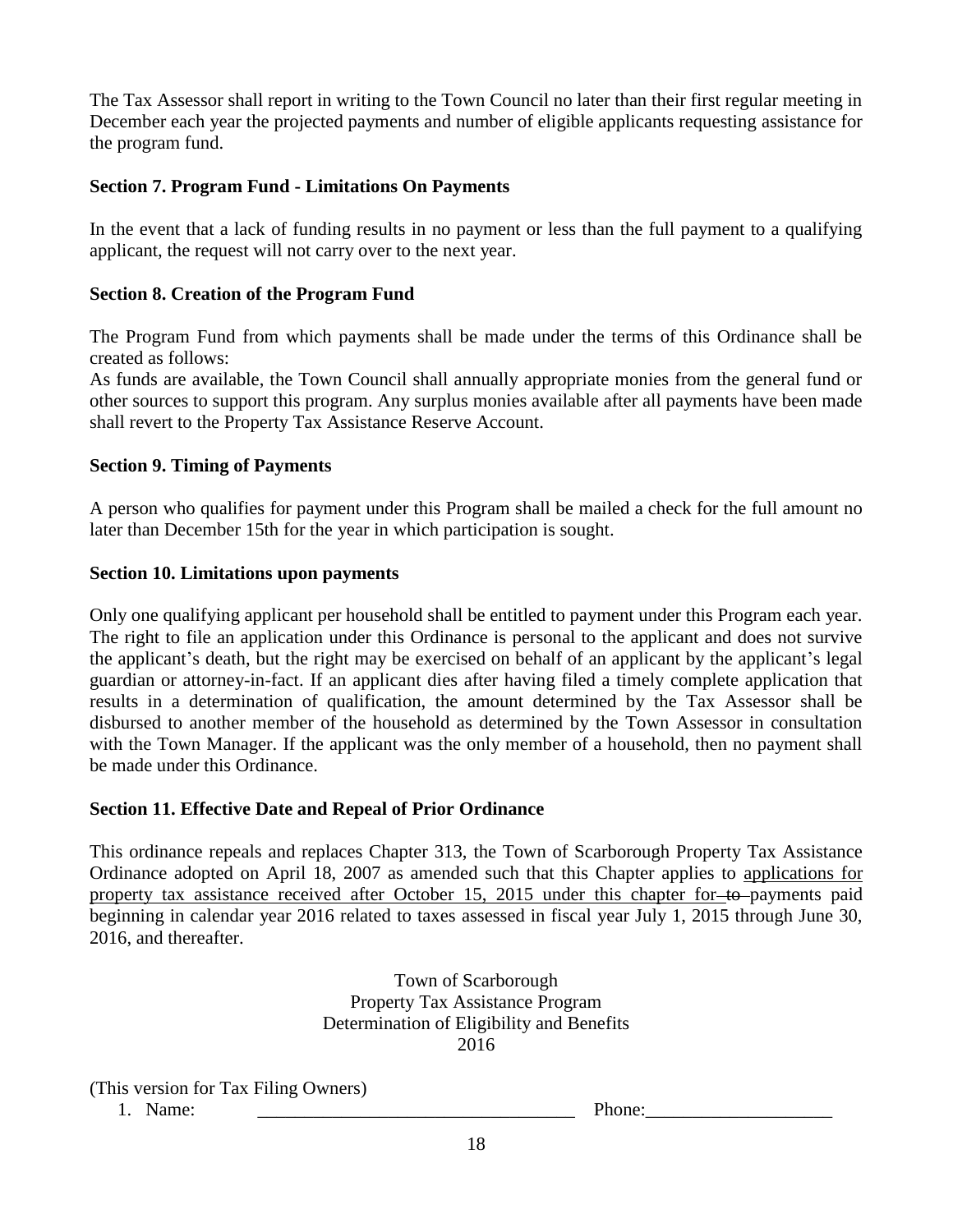The Tax Assessor shall report in writing to the Town Council no later than their first regular meeting in December each year the projected payments and number of eligible applicants requesting assistance for the program fund.

**Section 7. Program Fund - Limitations On Payments**

In the event that a lack of funding results in no payment or less than the full payment to a qualifying applicant, the request will not carry over to the next year.

**Section 8. Creation of the Program Fund**

The Program Fund from which payments shall be made under the terms of this Ordinance shall be created as follows:
As funds are available, the Town Council shall annually appropriate monies from the general fund or other sources to support this program. Any surplus monies available after all payments have been made shall revert to the Property Tax Assistance Reserve Account.

**Section 9. Timing of Payments**

A person who qualifies for payment under this Program shall be mailed a check for the full amount no later than December 15th for the year in which participation is sought.

**Section 10. Limitations upon payments**

Only one qualifying applicant per household shall be entitled to payment under this Program each year. The right to file an application under this Ordinance is personal to the applicant and does not survive the applicant's death, but the right may be exercised on behalf of an applicant by the applicant's legal guardian or attorney-in-fact. If an applicant dies after having filed a timely complete application that results in a determination of qualification, the amount determined by the Tax Assessor shall be disbursed to another member of the household as determined by the Town Assessor in consultation with the Town Manager. If the applicant was the only member of a household, then no payment shall be made under this Ordinance.

**Section 11. Effective Date and Repeal of Prior Ordinance**

This ordinance repeals and replaces Chapter 313, the Town of Scarborough Property Tax Assistance Ordinance adopted on April 18, 2007 as amended such that this Chapter applies to applications for property tax assistance received after October 15, 2015 under this chapter for ~~to~~ payments paid beginning in calendar year 2016 related to taxes assessed in fiscal year July 1, 2015 through June 30, 2016, and thereafter.

Town of Scarborough
Property Tax Assistance Program
Determination of Eligibility and Benefits
2016

(This version for Tax Filing Owners)

1. Name: __________________________________ Phone:____________________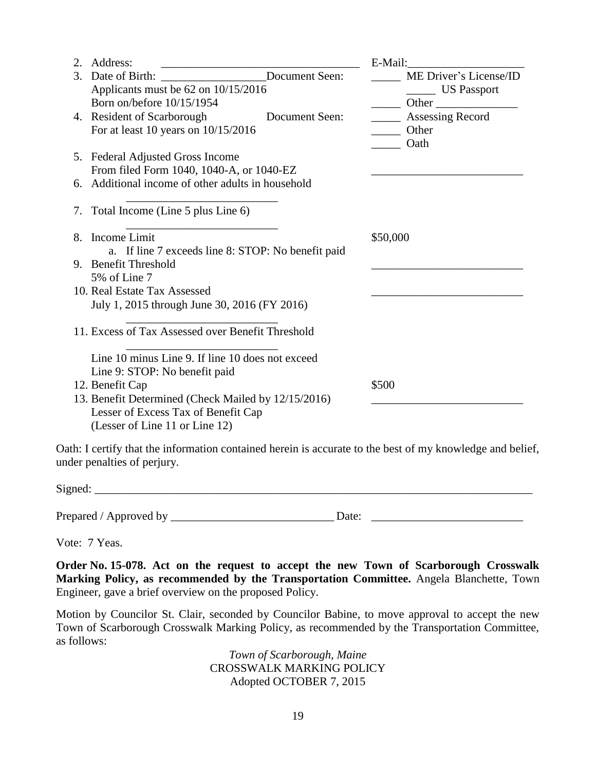2. Address: ___________________________________ E-Mail:____________________
3. Date of Birth: __________________Document Seen: _____ ME Driver's License/ID
   Applicants must be 62 on 10/15/2016 _____ US Passport
   Born on/before 10/15/1954 _____ Other _______________
4. Resident of Scarborough Document Seen: _____ Assessing Record
   For at least 10 years on 10/15/2016 _____ Other
   _____ Oath
5. Federal Adjusted Gross Income
   From filed Form 1040, 1040-A, or 1040-EZ __________________________
6. Additional income of other adults in household
   __________________________
7. Total Income (Line 5 plus Line 6)
   __________________________
8. Income Limit $50,000
   a. If line 7 exceeds line 8: STOP: No benefit paid
9. Benefit Threshold __________________________
   5% of Line 7
10. Real Estate Tax Assessed __________________________
    July 1, 2015 through June 30, 2016 (FY 2016)
    __________________________
11. Excess of Tax Assessed over Benefit Threshold
    __________________________
    Line 10 minus Line 9. If line 10 does not exceed
    Line 9: STOP: No benefit paid
12. Benefit Cap $500
13. Benefit Determined (Check Mailed by 12/15/2016) __________________________
    Lesser of Excess Tax of Benefit Cap
    (Lesser of Line 11 or Line 12)

Oath: I certify that the information contained herein is accurate to the best of my knowledge and belief, under penalties of perjury.

Signed: ______________________________________________________________________________

Prepared / Approved by ____________________________ Date: __________________________

Vote: 7 Yeas.

**Order No. 15-078. Act on the request to accept the new Town of Scarborough Crosswalk Marking Policy, as recommended by the Transportation Committee.** Angela Blanchette, Town Engineer, gave a brief overview on the proposed Policy.

Motion by Councilor St. Clair, seconded by Councilor Babine, to move approval to accept the new Town of Scarborough Crosswalk Marking Policy, as recommended by the Transportation Committee, as follows:

*Town of Scarborough, Maine*
CROSSWALK MARKING POLICY
Adopted OCTOBER 7, 2015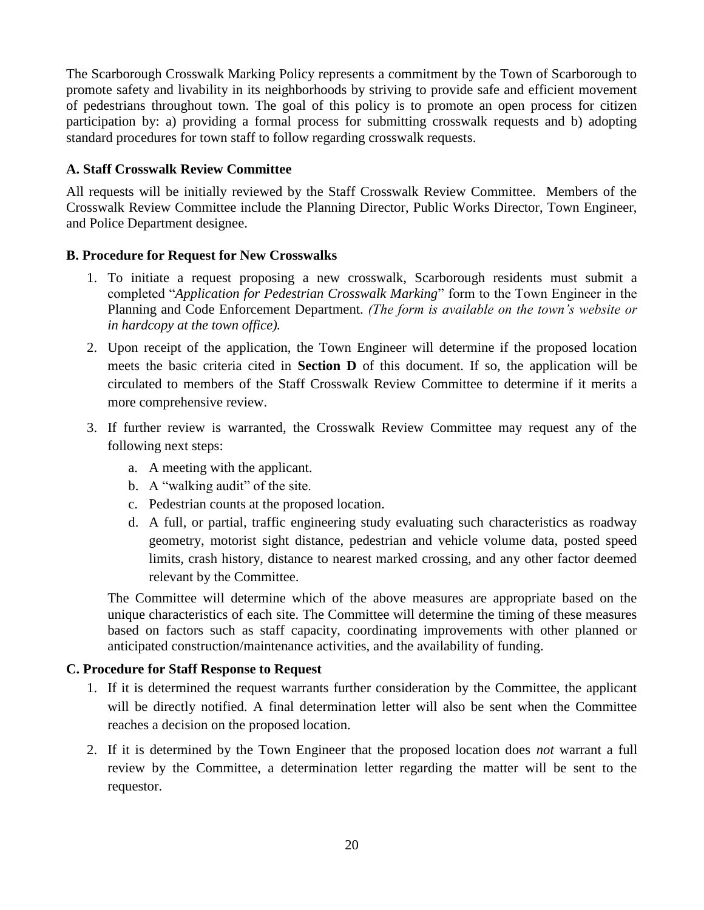The Scarborough Crosswalk Marking Policy represents a commitment by the Town of Scarborough to promote safety and livability in its neighborhoods by striving to provide safe and efficient movement of pedestrians throughout town. The goal of this policy is to promote an open process for citizen participation by: a) providing a formal process for submitting crosswalk requests and b) adopting standard procedures for town staff to follow regarding crosswalk requests.

### A. Staff Crosswalk Review Committee

All requests will be initially reviewed by the Staff Crosswalk Review Committee. Members of the Crosswalk Review Committee include the Planning Director, Public Works Director, Town Engineer, and Police Department designee.

### B. Procedure for Request for New Crosswalks

1. To initiate a request proposing a new crosswalk, Scarborough residents must submit a completed "*Application for Pedestrian Crosswalk Marking*" form to the Town Engineer in the Planning and Code Enforcement Department. *(The form is available on the town's website or in hardcopy at the town office).*
2. Upon receipt of the application, the Town Engineer will determine if the proposed location meets the basic criteria cited in **Section D** of this document. If so, the application will be circulated to members of the Staff Crosswalk Review Committee to determine if it merits a more comprehensive review.
3. If further review is warranted, the Crosswalk Review Committee may request any of the following next steps:
   a. A meeting with the applicant.
   b. A "walking audit" of the site.
   c. Pedestrian counts at the proposed location.
   d. A full, or partial, traffic engineering study evaluating such characteristics as roadway geometry, motorist sight distance, pedestrian and vehicle volume data, posted speed limits, crash history, distance to nearest marked crossing, and any other factor deemed relevant by the Committee.

   The Committee will determine which of the above measures are appropriate based on the unique characteristics of each site. The Committee will determine the timing of these measures based on factors such as staff capacity, coordinating improvements with other planned or anticipated construction/maintenance activities, and the availability of funding.

### C. Procedure for Staff Response to Request

1. If it is determined the request warrants further consideration by the Committee, the applicant will be directly notified. A final determination letter will also be sent when the Committee reaches a decision on the proposed location.
2. If it is determined by the Town Engineer that the proposed location does *not* warrant a full review by the Committee, a determination letter regarding the matter will be sent to the requestor.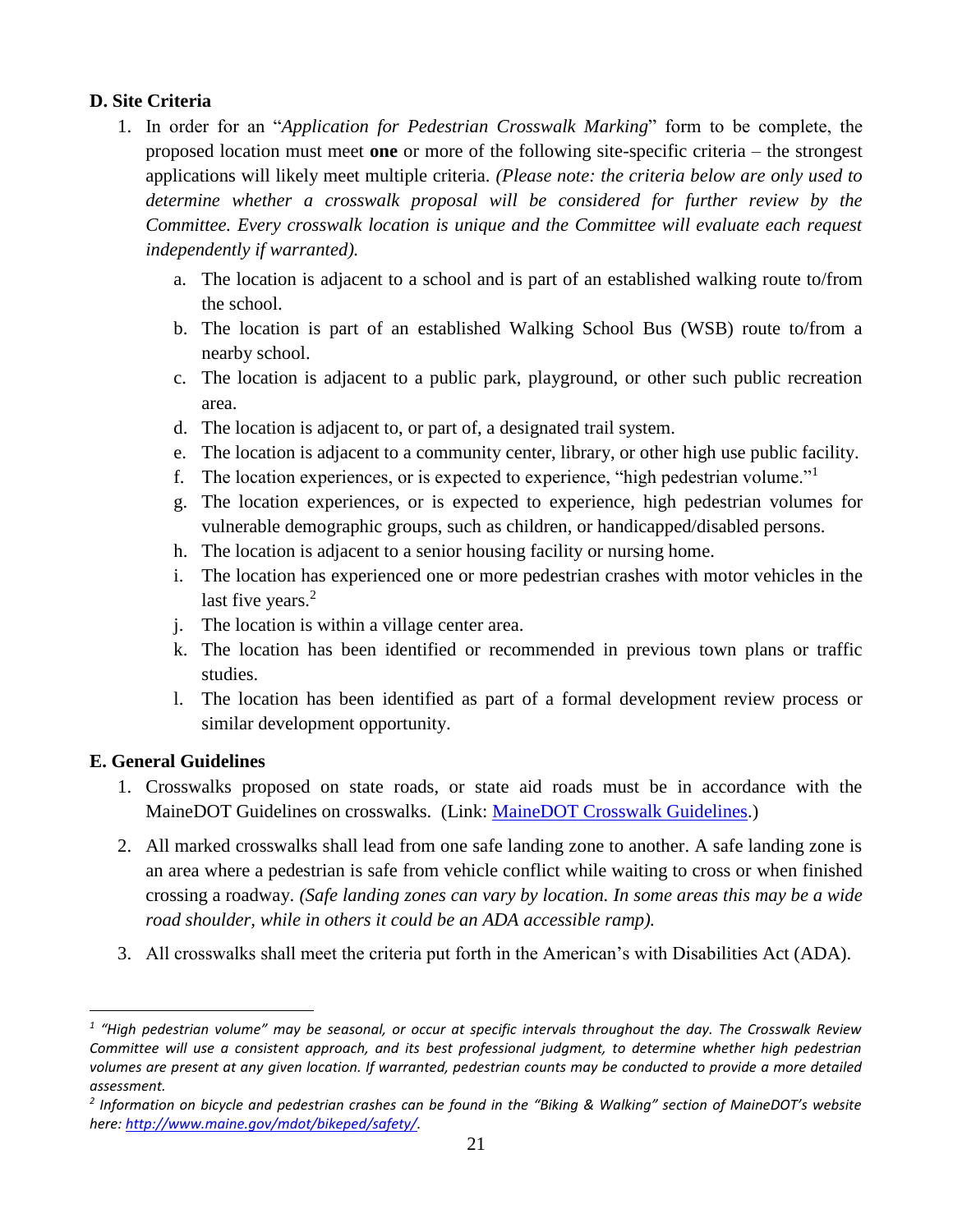**D. Site Criteria**

1. In order for an "*Application for Pedestrian Crosswalk Marking*" form to be complete, the proposed location must meet **one** or more of the following site-specific criteria – the strongest applications will likely meet multiple criteria. *(Please note: the criteria below are only used to determine whether a crosswalk proposal will be considered for further review by the Committee. Every crosswalk location is unique and the Committee will evaluate each request independently if warranted).*
   a. The location is adjacent to a school and is part of an established walking route to/from the school.
   b. The location is part of an established Walking School Bus (WSB) route to/from a nearby school.
   c. The location is adjacent to a public park, playground, or other such public recreation area.
   d. The location is adjacent to, or part of, a designated trail system.
   e. The location is adjacent to a community center, library, or other high use public facility.
   f. The location experiences, or is expected to experience, "high pedestrian volume."[1]
   g. The location experiences, or is expected to experience, high pedestrian volumes for vulnerable demographic groups, such as children, or handicapped/disabled persons.
   h. The location is adjacent to a senior housing facility or nursing home.
   i. The location has experienced one or more pedestrian crashes with motor vehicles in the last five years.[2]
   j. The location is within a village center area.
   k. The location has been identified or recommended in previous town plans or traffic studies.
   l. The location has been identified as part of a formal development review process or similar development opportunity.

**E. General Guidelines**

1. Crosswalks proposed on state roads, or state aid roads must be in accordance with the MaineDOT Guidelines on crosswalks. (Link: [MaineDOT Crosswalk Guidelines](MaineDOT Crosswalk Guidelines).)
2. All marked crosswalks shall lead from one safe landing zone to another. A safe landing zone is an area where a pedestrian is safe from vehicle conflict while waiting to cross or when finished crossing a roadway. *(Safe landing zones can vary by location. In some areas this may be a wide road shoulder, while in others it could be an ADA accessible ramp).*
3. All crosswalks shall meet the criteria put forth in the American's with Disabilities Act (ADA).

---

[1] *"High pedestrian volume" may be seasonal, or occur at specific intervals throughout the day. The Crosswalk Review Committee will use a consistent approach, and its best professional judgment, to determine whether high pedestrian volumes are present at any given location. If warranted, pedestrian counts may be conducted to provide a more detailed assessment.*

[2] *Information on bicycle and pedestrian crashes can be found in the "Biking & Walking" section of MaineDOT's website here: http://www.maine.gov/mdot/bikeped/safety/.*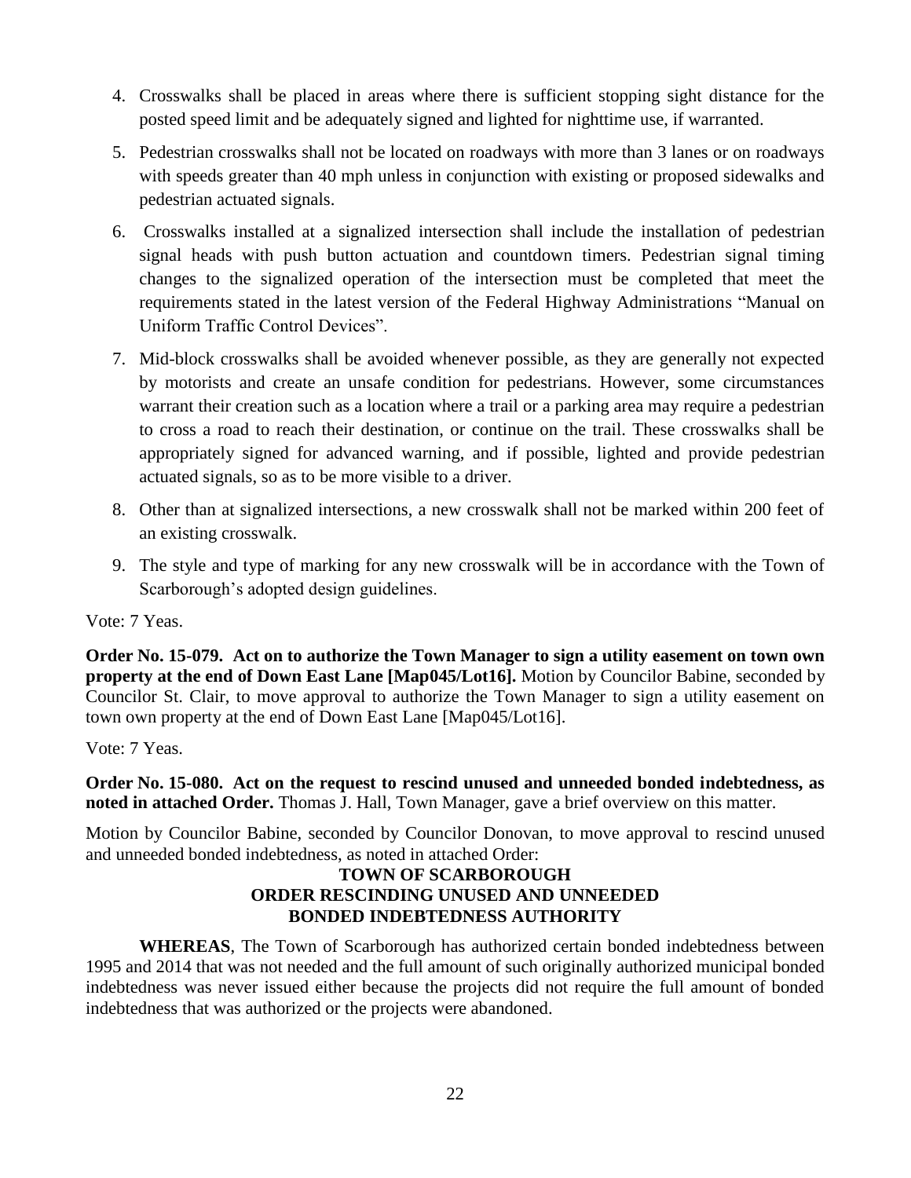4. Crosswalks shall be placed in areas where there is sufficient stopping sight distance for the posted speed limit and be adequately signed and lighted for nighttime use, if warranted.
5. Pedestrian crosswalks shall not be located on roadways with more than 3 lanes or on roadways with speeds greater than 40 mph unless in conjunction with existing or proposed sidewalks and pedestrian actuated signals.
6. Crosswalks installed at a signalized intersection shall include the installation of pedestrian signal heads with push button actuation and countdown timers. Pedestrian signal timing changes to the signalized operation of the intersection must be completed that meet the requirements stated in the latest version of the Federal Highway Administrations "Manual on Uniform Traffic Control Devices".
7. Mid-block crosswalks shall be avoided whenever possible, as they are generally not expected by motorists and create an unsafe condition for pedestrians. However, some circumstances warrant their creation such as a location where a trail or a parking area may require a pedestrian to cross a road to reach their destination, or continue on the trail. These crosswalks shall be appropriately signed for advanced warning, and if possible, lighted and provide pedestrian actuated signals, so as to be more visible to a driver.
8. Other than at signalized intersections, a new crosswalk shall not be marked within 200 feet of an existing crosswalk.
9. The style and type of marking for any new crosswalk will be in accordance with the Town of Scarborough's adopted design guidelines.

Vote: 7 Yeas.

**Order No. 15-079. Act on to authorize the Town Manager to sign a utility easement on town own property at the end of Down East Lane [Map045/Lot16].** Motion by Councilor Babine, seconded by Councilor St. Clair, to move approval to authorize the Town Manager to sign a utility easement on town own property at the end of Down East Lane [Map045/Lot16].

Vote: 7 Yeas.

**Order No. 15-080. Act on the request to rescind unused and unneeded bonded indebtedness, as noted in attached Order.** Thomas J. Hall, Town Manager, gave a brief overview on this matter.

Motion by Councilor Babine, seconded by Councilor Donovan, to move approval to rescind unused and unneeded bonded indebtedness, as noted in attached Order:

**TOWN OF SCARBOROUGH**
**ORDER RESCINDING UNUSED AND UNNEEDED**
**BONDED INDEBTEDNESS AUTHORITY**

**WHEREAS**, The Town of Scarborough has authorized certain bonded indebtedness between 1995 and 2014 that was not needed and the full amount of such originally authorized municipal bonded indebtedness was never issued either because the projects did not require the full amount of bonded indebtedness that was authorized or the projects were abandoned.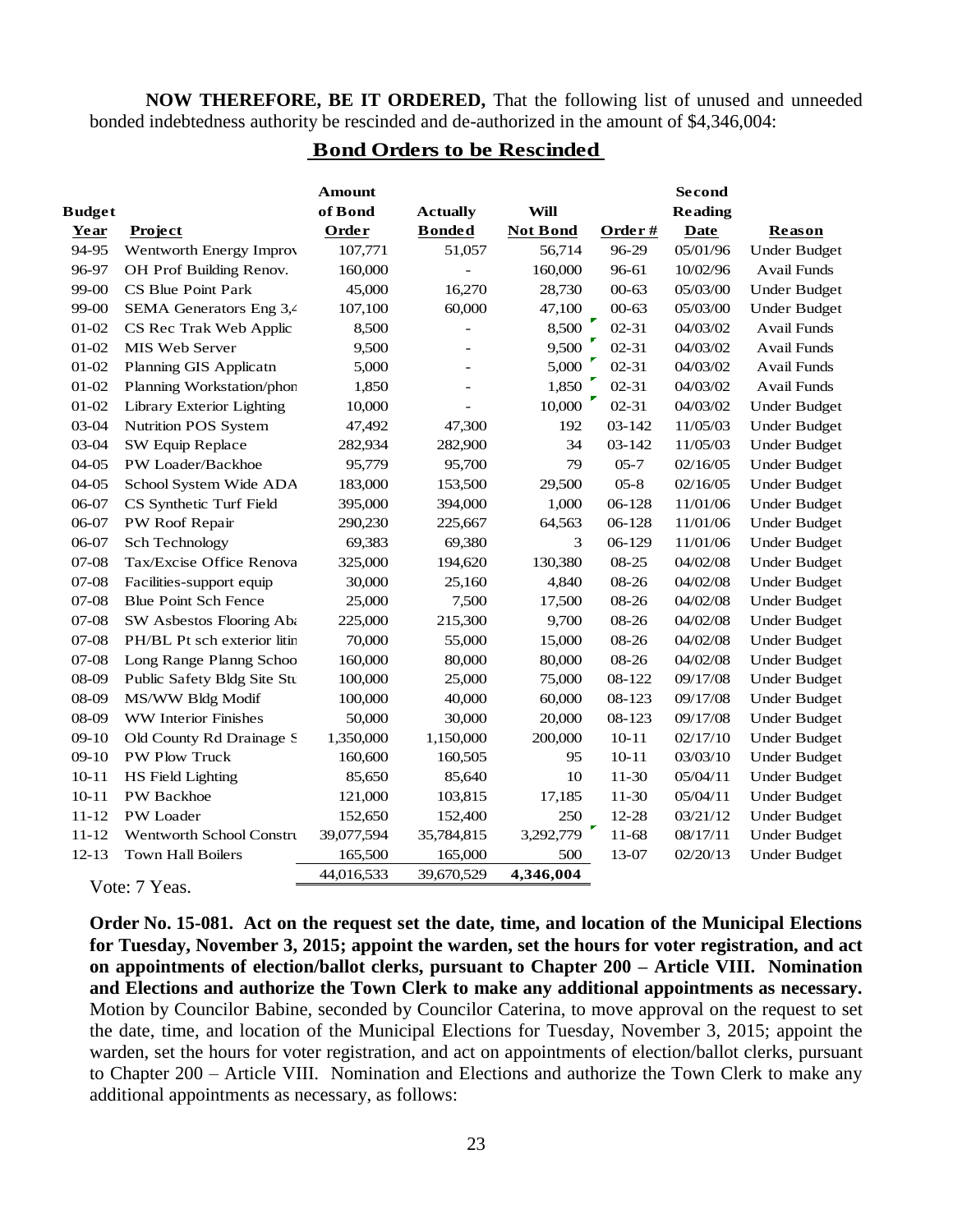**NOW THEREFORE, BE IT ORDERED,** That the following list of unused and unneeded bonded indebtedness authority be rescinded and de-authorized in the amount of $4,346,004:

**Bond Orders to be Rescinded**

| Budget Year | Project | Amount of Bond Order | Actually Bonded | Will Not Bond | Order # | Second Reading Date | Reason |
|---|---|---|---|---|---|---|---|
| 94-95 | Wentworth Energy Improv | 107,771 | 51,057 | 56,714 | 96-29 | 05/01/96 | Under Budget |
| 96-97 | OH Prof Building Renov. | 160,000 | - | 160,000 | 96-61 | 10/02/96 | Avail Funds |
| 99-00 | CS Blue Point Park | 45,000 | 16,270 | 28,730 | 00-63 | 05/03/00 | Under Budget |
| 99-00 | SEMA Generators Eng 3,4 | 107,100 | 60,000 | 47,100 | 00-63 | 05/03/00 | Under Budget |
| 01-02 | CS Rec Trak Web Applic | 8,500 | - | 8,500 | 02-31 | 04/03/02 | Avail Funds |
| 01-02 | MIS Web Server | 9,500 | - | 9,500 | 02-31 | 04/03/02 | Avail Funds |
| 01-02 | Planning GIS Applicatn | 5,000 | - | 5,000 | 02-31 | 04/03/02 | Avail Funds |
| 01-02 | Planning Workstation/phon | 1,850 | - | 1,850 | 02-31 | 04/03/02 | Avail Funds |
| 01-02 | Library Exterior Lighting | 10,000 | - | 10,000 | 02-31 | 04/03/02 | Under Budget |
| 03-04 | Nutrition POS System | 47,492 | 47,300 | 192 | 03-142 | 11/05/03 | Under Budget |
| 03-04 | SW Equip Replace | 282,934 | 282,900 | 34 | 03-142 | 11/05/03 | Under Budget |
| 04-05 | PW Loader/Backhoe | 95,779 | 95,700 | 79 | 05-7 | 02/16/05 | Under Budget |
| 04-05 | School System Wide ADA | 183,000 | 153,500 | 29,500 | 05-8 | 02/16/05 | Under Budget |
| 06-07 | CS Synthetic Turf Field | 395,000 | 394,000 | 1,000 | 06-128 | 11/01/06 | Under Budget |
| 06-07 | PW Roof Repair | 290,230 | 225,667 | 64,563 | 06-128 | 11/01/06 | Under Budget |
| 06-07 | Sch Technology | 69,383 | 69,380 | 3 | 06-129 | 11/01/06 | Under Budget |
| 07-08 | Tax/Excise Office Renova | 325,000 | 194,620 | 130,380 | 08-25 | 04/02/08 | Under Budget |
| 07-08 | Facilities-support equip | 30,000 | 25,160 | 4,840 | 08-26 | 04/02/08 | Under Budget |
| 07-08 | Blue Point Sch Fence | 25,000 | 7,500 | 17,500 | 08-26 | 04/02/08 | Under Budget |
| 07-08 | SW Asbestos Flooring Aba | 225,000 | 215,300 | 9,700 | 08-26 | 04/02/08 | Under Budget |
| 07-08 | PH/BL Pt sch exterior litin | 70,000 | 55,000 | 15,000 | 08-26 | 04/02/08 | Under Budget |
| 07-08 | Long Range Planng Schoo | 160,000 | 80,000 | 80,000 | 08-26 | 04/02/08 | Under Budget |
| 08-09 | Public Safety Bldg Site Stu | 100,000 | 25,000 | 75,000 | 08-122 | 09/17/08 | Under Budget |
| 08-09 | MS/WW Bldg Modif | 100,000 | 40,000 | 60,000 | 08-123 | 09/17/08 | Under Budget |
| 08-09 | WW Interior Finishes | 50,000 | 30,000 | 20,000 | 08-123 | 09/17/08 | Under Budget |
| 09-10 | Old County Rd Drainage S | 1,350,000 | 1,150,000 | 200,000 | 10-11 | 02/17/10 | Under Budget |
| 09-10 | PW Plow Truck | 160,600 | 160,505 | 95 | 10-11 | 03/03/10 | Under Budget |
| 10-11 | HS Field Lighting | 85,650 | 85,640 | 10 | 11-30 | 05/04/11 | Under Budget |
| 10-11 | PW Backhoe | 121,000 | 103,815 | 17,185 | 11-30 | 05/04/11 | Under Budget |
| 11-12 | PW Loader | 152,650 | 152,400 | 250 | 12-28 | 03/21/12 | Under Budget |
| 11-12 | Wentworth School Constru | 39,077,594 | 35,784,815 | 3,292,779 | 11-68 | 08/17/11 | Under Budget |
| 12-13 | Town Hall Boilers | 165,500 | 165,000 | 500 | 13-07 | 02/20/13 | Under Budget |
| | | 44,016,533 | 39,670,529 | **4,346,004** | | | |

Vote: 7 Yeas.

**Order No. 15-081. Act on the request set the date, time, and location of the Municipal Elections for Tuesday, November 3, 2015; appoint the warden, set the hours for voter registration, and act on appointments of election/ballot clerks, pursuant to Chapter 200 – Article VIII. Nomination and Elections and authorize the Town Clerk to make any additional appointments as necessary.** Motion by Councilor Babine, seconded by Councilor Caterina, to move approval on the request to set the date, time, and location of the Municipal Elections for Tuesday, November 3, 2015; appoint the warden, set the hours for voter registration, and act on appointments of election/ballot clerks, pursuant to Chapter 200 – Article VIII. Nomination and Elections and authorize the Town Clerk to make any additional appointments as necessary, as follows: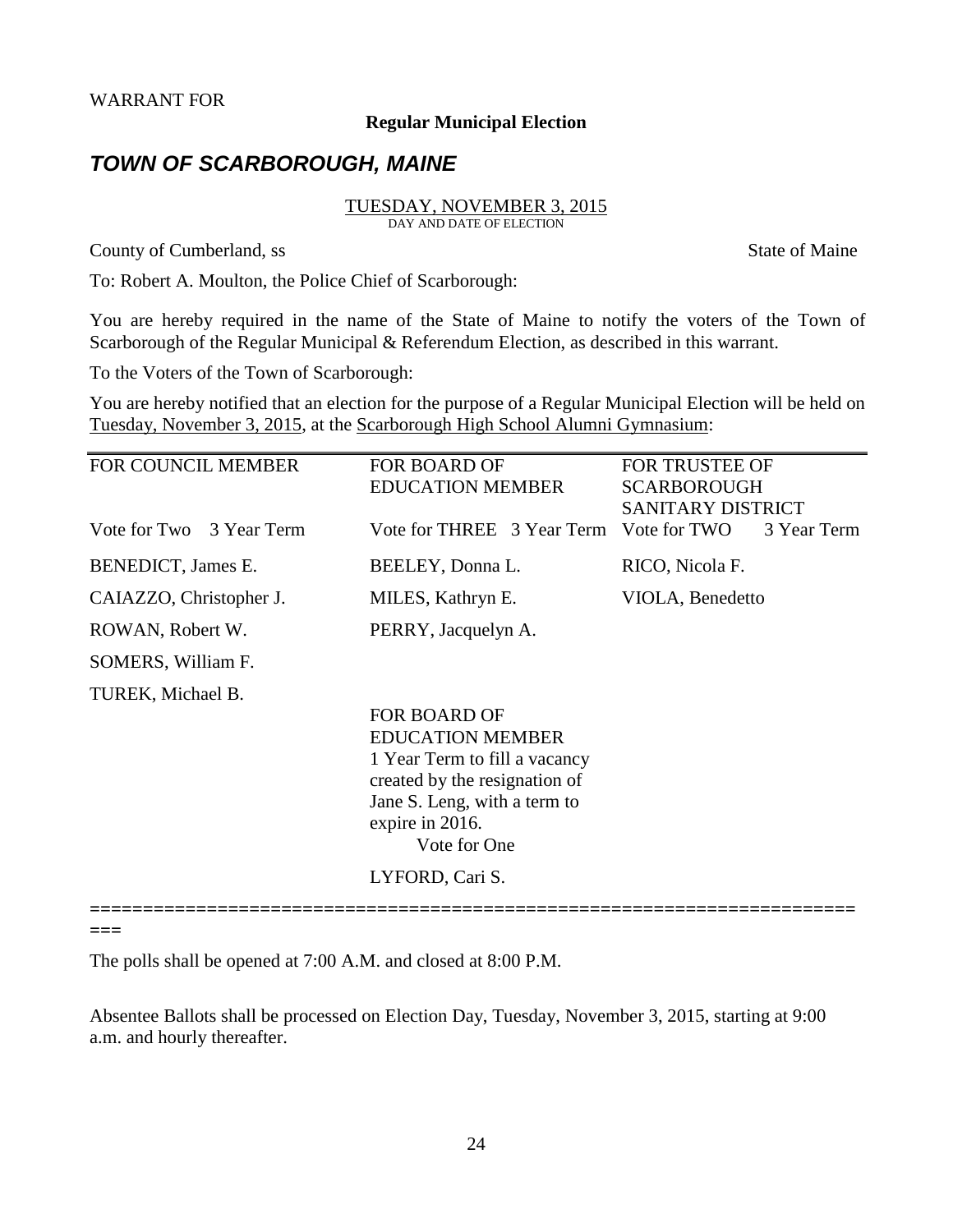WARRANT FOR

**Regular Municipal Election**

## *TOWN OF SCARBOROUGH, MAINE*

TUESDAY, NOVEMBER 3, 2015
DAY AND DATE OF ELECTION

County of Cumberland, ss                                                                 State of Maine

To: Robert A. Moulton, the Police Chief of Scarborough:

You are hereby required in the name of the State of Maine to notify the voters of the Town of Scarborough of the Regular Municipal & Referendum Election, as described in this warrant.

To the Voters of the Town of Scarborough:

You are hereby notified that an election for the purpose of a Regular Municipal Election will be held on Tuesday, November 3, 2015, at the Scarborough High School Alumni Gymnasium:

| FOR COUNCIL MEMBER | FOR BOARD OF EDUCATION MEMBER | FOR TRUSTEE OF SCARBOROUGH SANITARY DISTRICT |
|---|---|---|
| Vote for Two 3 Year Term | Vote for THREE 3 Year Term | Vote for TWO 3 Year Term |
| BENEDICT, James E. | BEELEY, Donna L. | RICO, Nicola F. |
| CAIAZZO, Christopher J. | MILES, Kathryn E. | VIOLA, Benedetto |
| ROWAN, Robert W. | PERRY, Jacquelyn A. | |
| SOMERS, William F. | | |
| TUREK, Michael B. | | |
| | FOR BOARD OF EDUCATION MEMBER 1 Year Term to fill a vacancy created by the resignation of Jane S. Leng, with a term to expire in 2016. Vote for One | |
| | LYFORD, Cari S. | |

=========================================================================

The polls shall be opened at 7:00 A.M. and closed at 8:00 P.M.

Absentee Ballots shall be processed on Election Day, Tuesday, November 3, 2015, starting at 9:00 a.m. and hourly thereafter.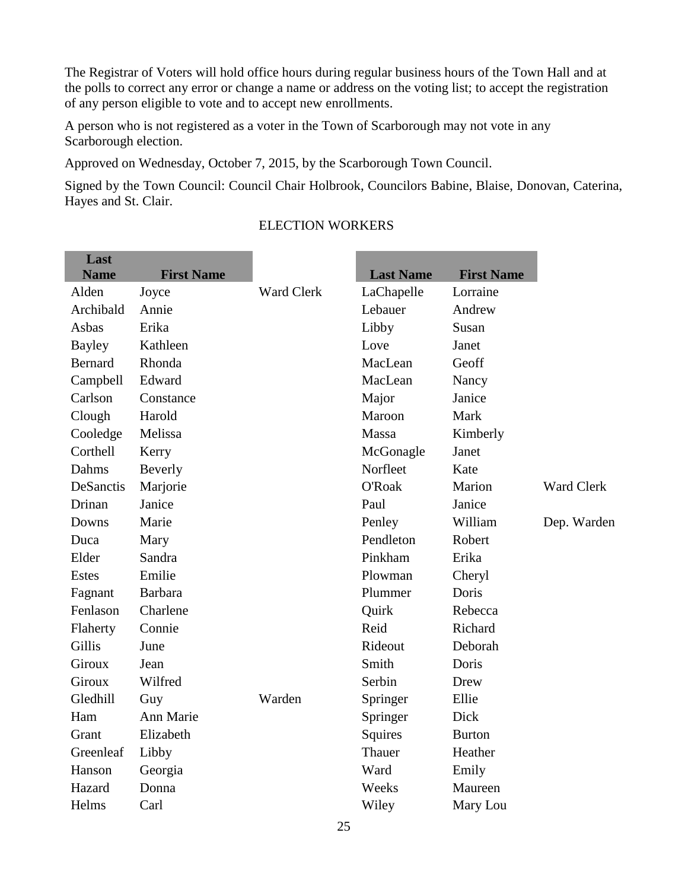The Registrar of Voters will hold office hours during regular business hours of the Town Hall and at the polls to correct any error or change a name or address on the voting list; to accept the registration of any person eligible to vote and to accept new enrollments.

A person who is not registered as a voter in the Town of Scarborough may not vote in any Scarborough election.

Approved on Wednesday, October 7, 2015, by the Scarborough Town Council.

Signed by the Town Council: Council Chair Holbrook, Councilors Babine, Blaise, Donovan, Caterina, Hayes and St. Clair.

ELECTION WORKERS

| Last Name | First Name | | Last Name | First Name | |
|---|---|---|---|---|---|
| Alden | Joyce | Ward Clerk | LaChapelle | Lorraine | |
| Archibald | Annie | | Lebauer | Andrew | |
| Asbas | Erika | | Libby | Susan | |
| Bayley | Kathleen | | Love | Janet | |
| Bernard | Rhonda | | MacLean | Geoff | |
| Campbell | Edward | | MacLean | Nancy | |
| Carlson | Constance | | Major | Janice | |
| Clough | Harold | | Maroon | Mark | |
| Cooledge | Melissa | | Massa | Kimberly | |
| Corthell | Kerry | | McGonagle | Janet | |
| Dahms | Beverly | | Norfleet | Kate | |
| DeSanctis | Marjorie | | O'Roak | Marion | Ward Clerk |
| Drinan | Janice | | Paul | Janice | |
| Downs | Marie | | Penley | William | Dep. Warden |
| Duca | Mary | | Pendleton | Robert | |
| Elder | Sandra | | Pinkham | Erika | |
| Estes | Emilie | | Plowman | Cheryl | |
| Fagnant | Barbara | | Plummer | Doris | |
| Fenlason | Charlene | | Quirk | Rebecca | |
| Flaherty | Connie | | Reid | Richard | |
| Gillis | June | | Rideout | Deborah | |
| Giroux | Jean | | Smith | Doris | |
| Giroux | Wilfred | | Serbin | Drew | |
| Gledhill | Guy | Warden | Springer | Ellie | |
| Ham | Ann Marie | | Springer | Dick | |
| Grant | Elizabeth | | Squires | Burton | |
| Greenleaf | Libby | | Thauer | Heather | |
| Hanson | Georgia | | Ward | Emily | |
| Hazard | Donna | | Weeks | Maureen | |
| Helms | Carl | | Wiley | Mary Lou | |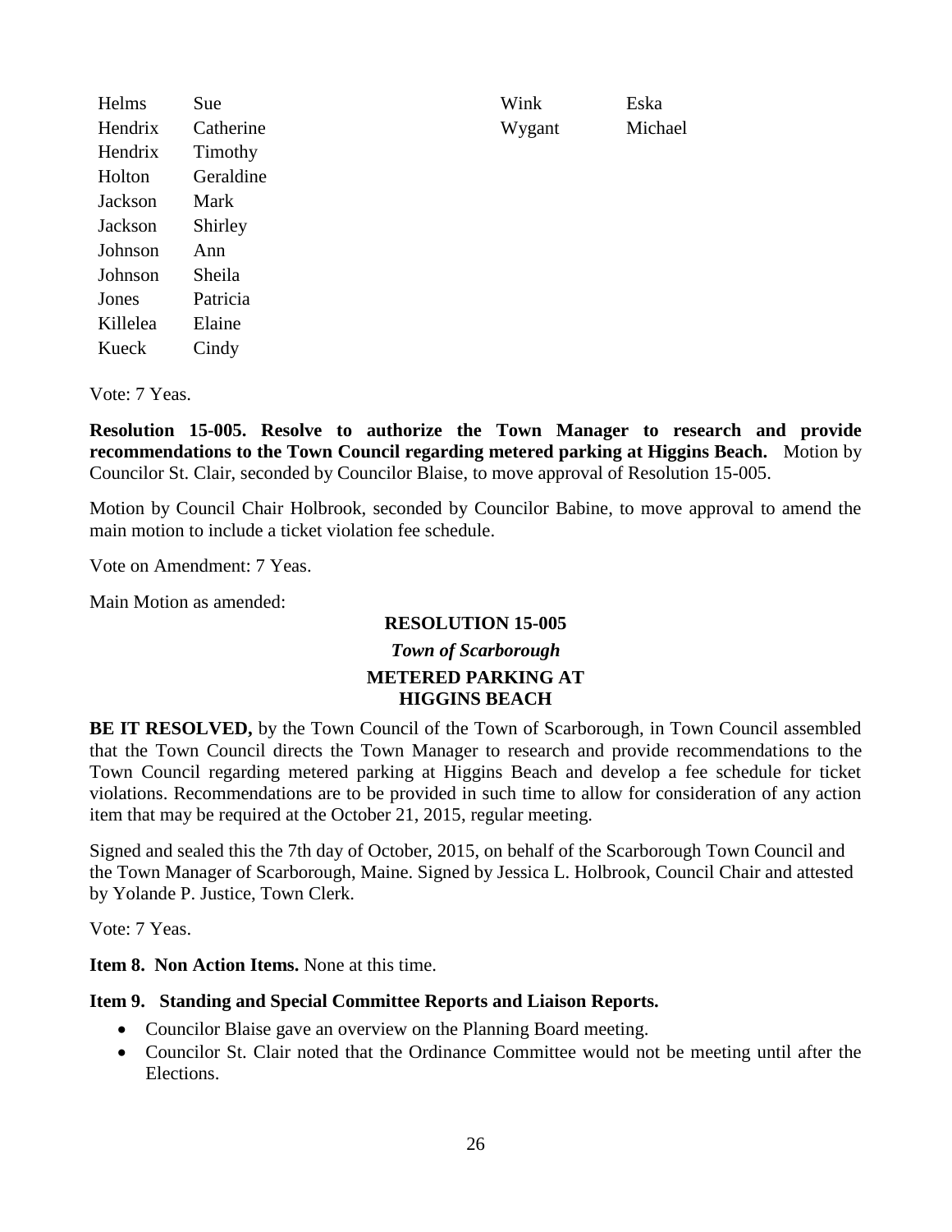| | | | |
|---|---|---|---|
| Helms | Sue | Wink | Eska |
| Hendrix | Catherine | Wygant | Michael |
| Hendrix | Timothy | | |
| Holton | Geraldine | | |
| Jackson | Mark | | |
| Jackson | Shirley | | |
| Johnson | Ann | | |
| Johnson | Sheila | | |
| Jones | Patricia | | |
| Killelea | Elaine | | |
| Kueck | Cindy | | |

Vote: 7 Yeas.

**Resolution 15-005. Resolve to authorize the Town Manager to research and provide recommendations to the Town Council regarding metered parking at Higgins Beach.** Motion by Councilor St. Clair, seconded by Councilor Blaise, to move approval of Resolution 15-005.

Motion by Council Chair Holbrook, seconded by Councilor Babine, to move approval to amend the main motion to include a ticket violation fee schedule.

Vote on Amendment: 7 Yeas.

Main Motion as amended:

**RESOLUTION 15-005**

***Town of Scarborough***

**METERED PARKING AT HIGGINS BEACH**

**BE IT RESOLVED,** by the Town Council of the Town of Scarborough, in Town Council assembled that the Town Council directs the Town Manager to research and provide recommendations to the Town Council regarding metered parking at Higgins Beach and develop a fee schedule for ticket violations. Recommendations are to be provided in such time to allow for consideration of any action item that may be required at the October 21, 2015, regular meeting.

Signed and sealed this the 7th day of October, 2015, on behalf of the Scarborough Town Council and the Town Manager of Scarborough, Maine. Signed by Jessica L. Holbrook, Council Chair and attested by Yolande P. Justice, Town Clerk.

Vote: 7 Yeas.

**Item 8. Non Action Items.** None at this time.

**Item 9. Standing and Special Committee Reports and Liaison Reports.**

- Councilor Blaise gave an overview on the Planning Board meeting.
- Councilor St. Clair noted that the Ordinance Committee would not be meeting until after the Elections.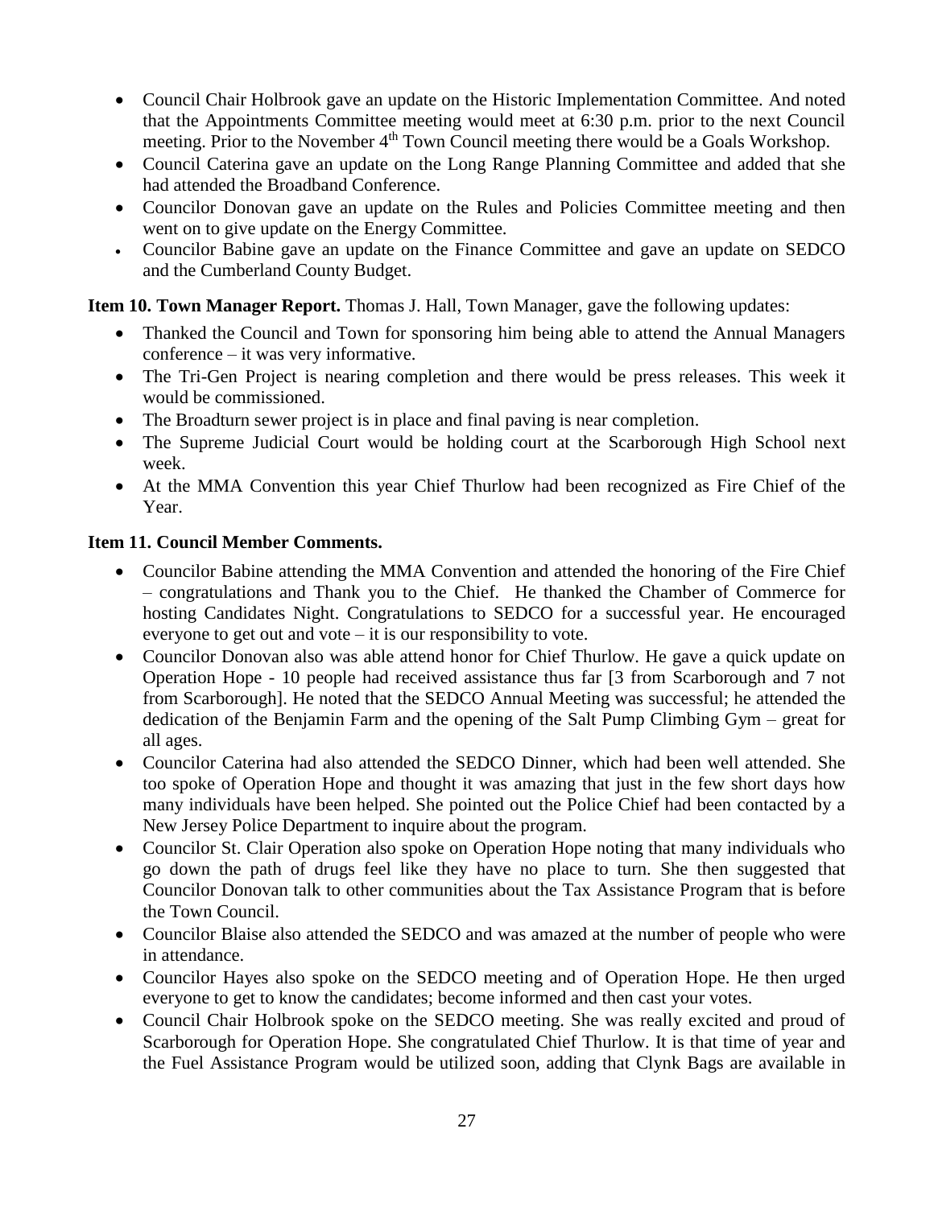- Council Chair Holbrook gave an update on the Historic Implementation Committee. And noted that the Appointments Committee meeting would meet at 6:30 p.m. prior to the next Council meeting. Prior to the November 4th Town Council meeting there would be a Goals Workshop.
- Council Caterina gave an update on the Long Range Planning Committee and added that she had attended the Broadband Conference.
- Councilor Donovan gave an update on the Rules and Policies Committee meeting and then went on to give update on the Energy Committee.
- Councilor Babine gave an update on the Finance Committee and gave an update on SEDCO and the Cumberland County Budget.

**Item 10. Town Manager Report.** Thomas J. Hall, Town Manager, gave the following updates:

- Thanked the Council and Town for sponsoring him being able to attend the Annual Managers conference – it was very informative.
- The Tri-Gen Project is nearing completion and there would be press releases. This week it would be commissioned.
- The Broadturn sewer project is in place and final paving is near completion.
- The Supreme Judicial Court would be holding court at the Scarborough High School next week.
- At the MMA Convention this year Chief Thurlow had been recognized as Fire Chief of the Year.

**Item 11. Council Member Comments.**

- Councilor Babine attending the MMA Convention and attended the honoring of the Fire Chief – congratulations and Thank you to the Chief. He thanked the Chamber of Commerce for hosting Candidates Night. Congratulations to SEDCO for a successful year. He encouraged everyone to get out and vote – it is our responsibility to vote.
- Councilor Donovan also was able attend honor for Chief Thurlow. He gave a quick update on Operation Hope - 10 people had received assistance thus far [3 from Scarborough and 7 not from Scarborough]. He noted that the SEDCO Annual Meeting was successful; he attended the dedication of the Benjamin Farm and the opening of the Salt Pump Climbing Gym – great for all ages.
- Councilor Caterina had also attended the SEDCO Dinner, which had been well attended. She too spoke of Operation Hope and thought it was amazing that just in the few short days how many individuals have been helped. She pointed out the Police Chief had been contacted by a New Jersey Police Department to inquire about the program.
- Councilor St. Clair Operation also spoke on Operation Hope noting that many individuals who go down the path of drugs feel like they have no place to turn. She then suggested that Councilor Donovan talk to other communities about the Tax Assistance Program that is before the Town Council.
- Councilor Blaise also attended the SEDCO and was amazed at the number of people who were in attendance.
- Councilor Hayes also spoke on the SEDCO meeting and of Operation Hope. He then urged everyone to get to know the candidates; become informed and then cast your votes.
- Council Chair Holbrook spoke on the SEDCO meeting. She was really excited and proud of Scarborough for Operation Hope. She congratulated Chief Thurlow. It is that time of year and the Fuel Assistance Program would be utilized soon, adding that Clynk Bags are available in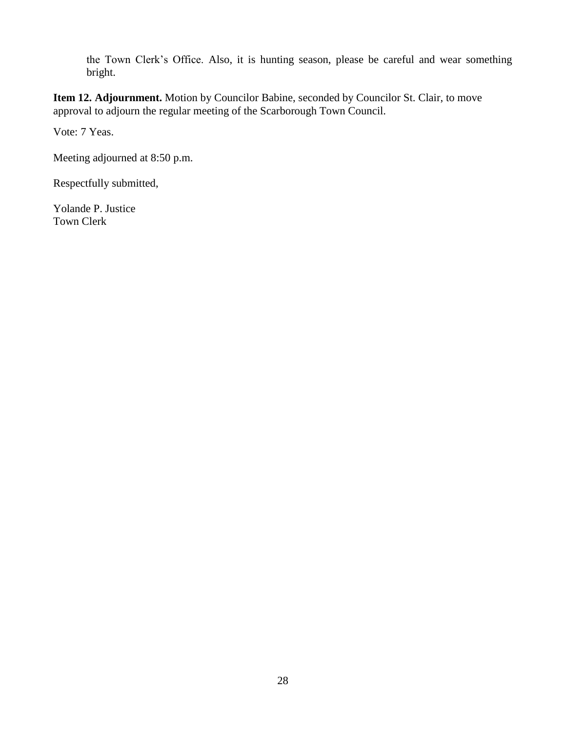the Town Clerk's Office. Also, it is hunting season, please be careful and wear something bright.

**Item 12. Adjournment.** Motion by Councilor Babine, seconded by Councilor St. Clair, to move approval to adjourn the regular meeting of the Scarborough Town Council.

Vote: 7 Yeas.

Meeting adjourned at 8:50 p.m.

Respectfully submitted,

Yolande P. Justice
Town Clerk